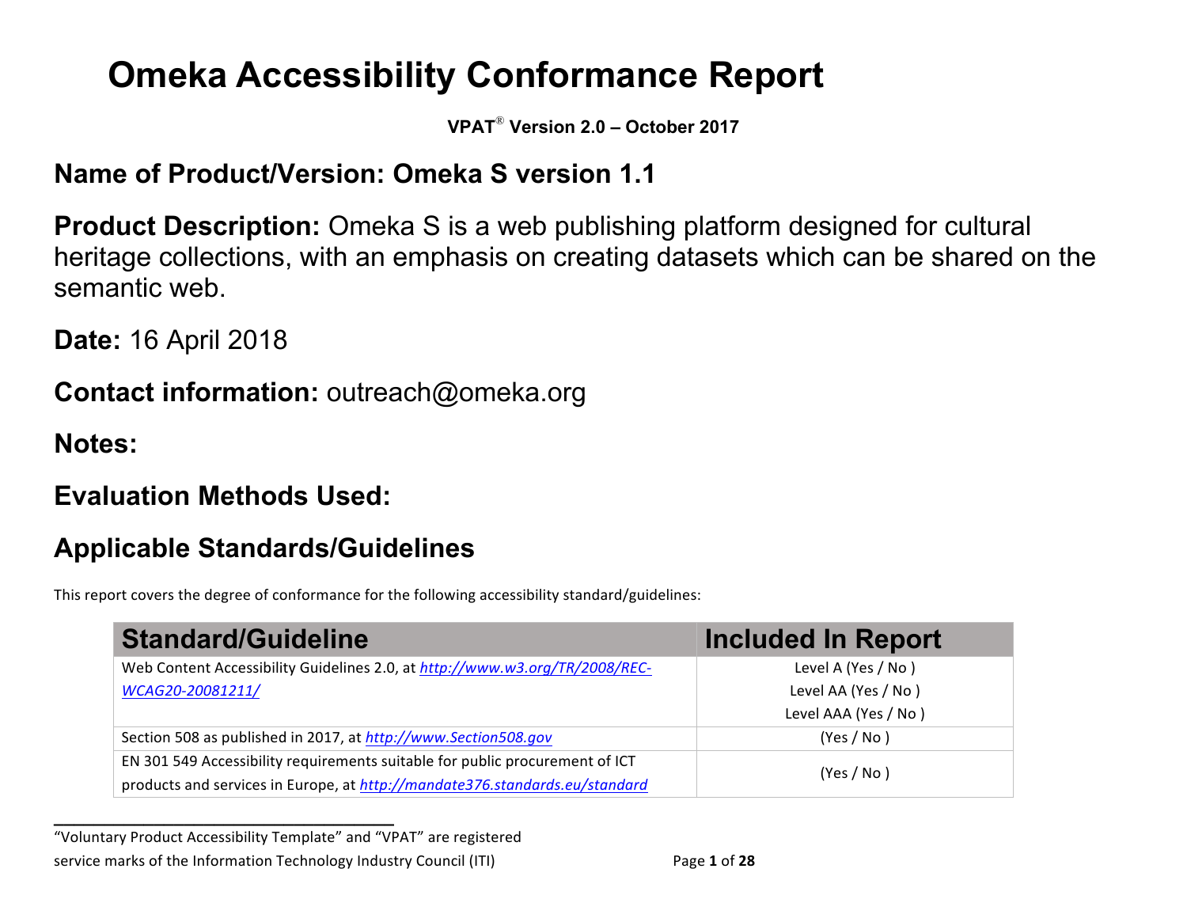# Omeka Accessibility Conformance Report

**VPAT® Version 2.0 – October 2017**

## Name of Product/Version: Omeka S version 1.1

**Product Description:** Omeka S is a web publishing platform designed for cultural heritage collections, with an emphasis on creating datasets which can be shared on the semantic web.

**Date:** 16 April 2018

**Contact information:** outreach@omeka.org

## Notes:

## Evaluation Methods Used:

## Applicable Standards/Guidelines

This report covers the degree of conformance for the following accessibility standard/guidelines:

| Standard/Guideline | Included In Report |
|---|---|
| Web Content Accessibility Guidelines 2.0, at *http://www.w3.org/TR/2008/REC-WCAG20-20081211/* | Level A (Yes / No )<br>Level AA (Yes / No )<br>Level AAA (Yes / No ) |
| Section 508 as published in 2017, at *http://www.Section508.gov* | (Yes / No ) |
| EN 301 549 Accessibility requirements suitable for public procurement of ICT products and services in Europe, at *http://mandate376.standards.eu/standard* | (Yes / No ) |

"Voluntary Product Accessibility Template" and "VPAT" are registered service marks of the Information Technology Industry Council (ITI)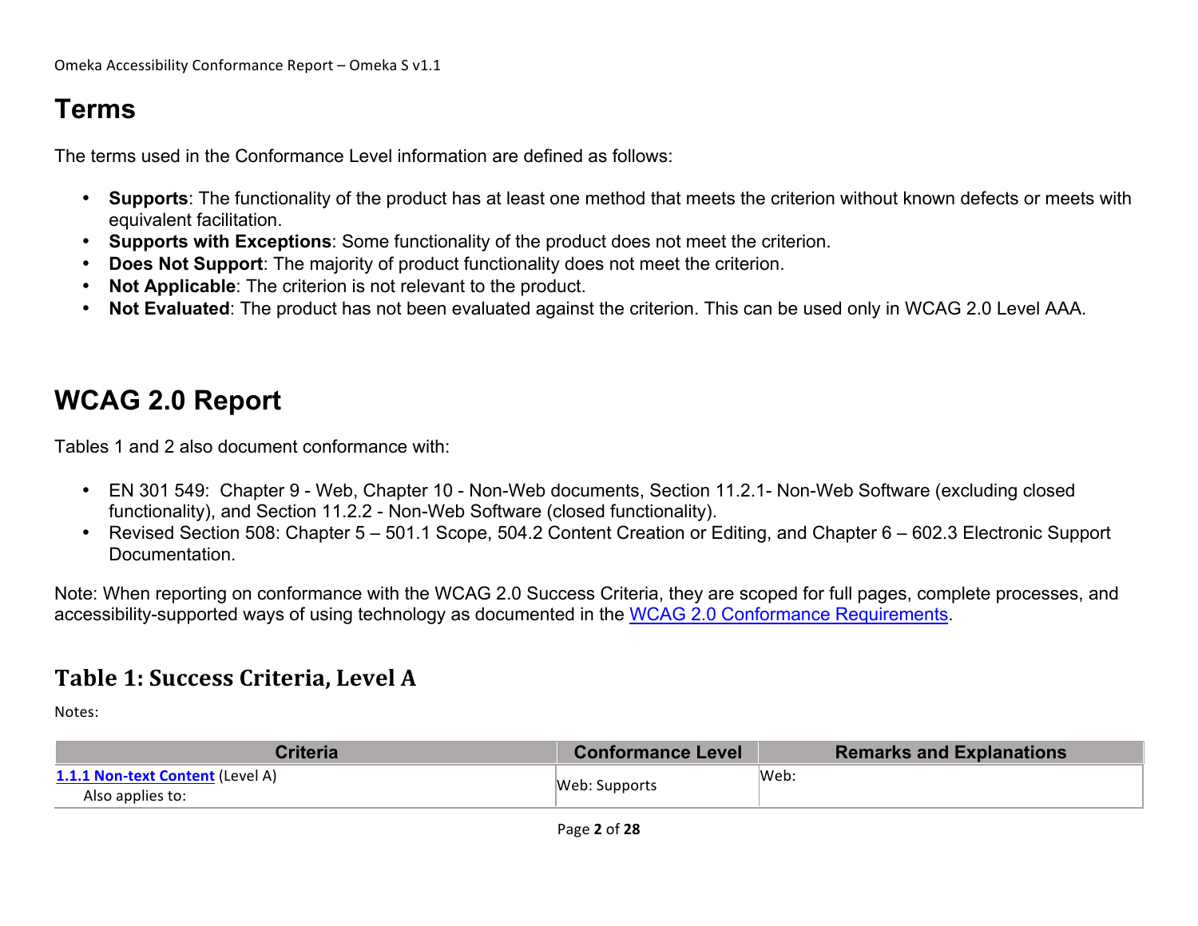# Terms

The terms used in the Conformance Level information are defined as follows:

- **Supports**: The functionality of the product has at least one method that meets the criterion without known defects or meets with equivalent facilitation.
- **Supports with Exceptions**: Some functionality of the product does not meet the criterion.
- **Does Not Support**: The majority of product functionality does not meet the criterion.
- **Not Applicable**: The criterion is not relevant to the product.
- **Not Evaluated**: The product has not been evaluated against the criterion. This can be used only in WCAG 2.0 Level AAA.

# WCAG 2.0 Report

Tables 1 and 2 also document conformance with:

- EN 301 549: Chapter 9 - Web, Chapter 10 - Non-Web documents, Section 11.2.1- Non-Web Software (excluding closed functionality), and Section 11.2.2 - Non-Web Software (closed functionality).
- Revised Section 508: Chapter 5 – 501.1 Scope, 504.2 Content Creation or Editing, and Chapter 6 – 602.3 Electronic Support Documentation.

Note: When reporting on conformance with the WCAG 2.0 Success Criteria, they are scoped for full pages, complete processes, and accessibility-supported ways of using technology as documented in the WCAG 2.0 Conformance Requirements.

## Table 1: Success Criteria, Level A

Notes:

| Criteria | Conformance Level | Remarks and Explanations |
|---|---|---|
| **1.1.1 Non-text Content** (Level A)<br>Also applies to: | Web: Supports | Web: |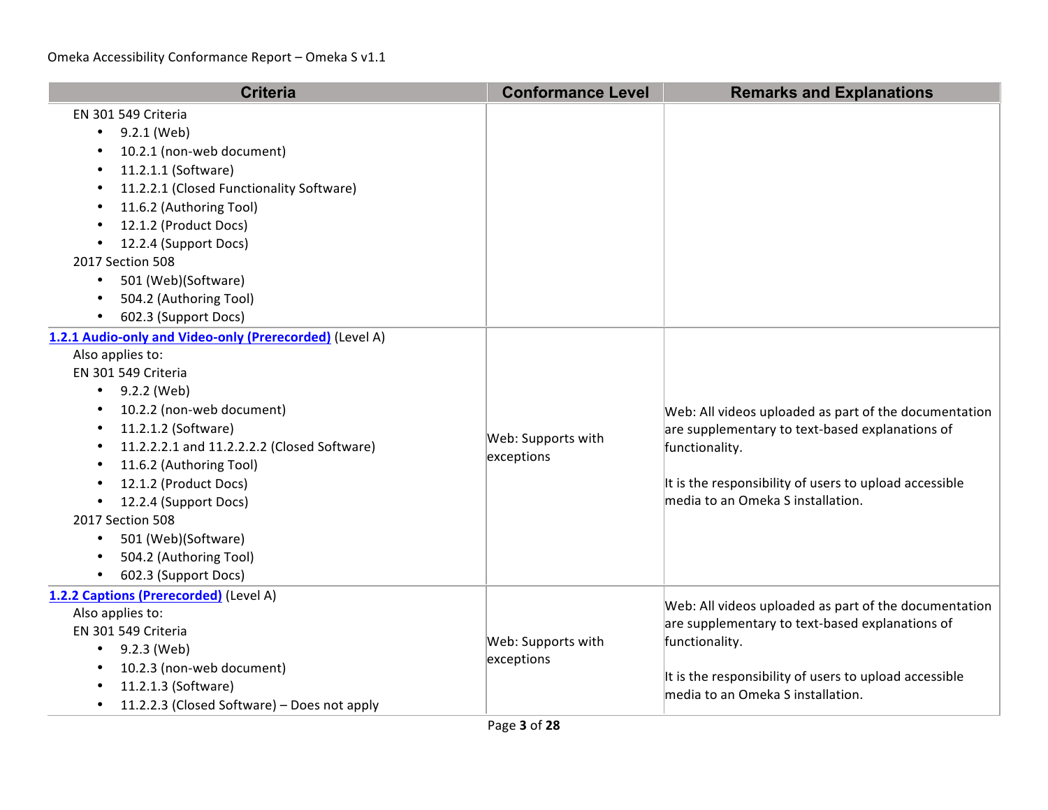| Criteria | Conformance Level | Remarks and Explanations |
|---|---|---|
| EN 301 549 Criteria<br>• 9.2.1 (Web)<br>• 10.2.1 (non-web document)<br>• 11.2.1.1 (Software)<br>• 11.2.2.1 (Closed Functionality Software)<br>• 11.6.2 (Authoring Tool)<br>• 12.1.2 (Product Docs)<br>• 12.2.4 (Support Docs)<br>2017 Section 508<br>• 501 (Web)(Software)<br>• 504.2 (Authoring Tool)<br>• 602.3 (Support Docs) | | |
| **1.2.1 Audio-only and Video-only (Prerecorded)** (Level A)<br>Also applies to:<br>EN 301 549 Criteria<br>• 9.2.2 (Web)<br>• 10.2.2 (non-web document)<br>• 11.2.1.2 (Software)<br>• 11.2.2.2.1 and 11.2.2.2.2 (Closed Software)<br>• 11.6.2 (Authoring Tool)<br>• 12.1.2 (Product Docs)<br>• 12.2.4 (Support Docs)<br>2017 Section 508<br>• 501 (Web)(Software)<br>• 504.2 (Authoring Tool)<br>• 602.3 (Support Docs) | Web: Supports with exceptions | Web: All videos uploaded as part of the documentation are supplementary to text-based explanations of functionality.<br><br>It is the responsibility of users to upload accessible media to an Omeka S installation. |
| **1.2.2 Captions (Prerecorded)** (Level A)<br>Also applies to:<br>EN 301 549 Criteria<br>• 9.2.3 (Web)<br>• 10.2.3 (non-web document)<br>• 11.2.1.3 (Software)<br>• 11.2.2.3 (Closed Software) – Does not apply | Web: Supports with exceptions | Web: All videos uploaded as part of the documentation are supplementary to text-based explanations of functionality.<br><br>It is the responsibility of users to upload accessible media to an Omeka S installation. |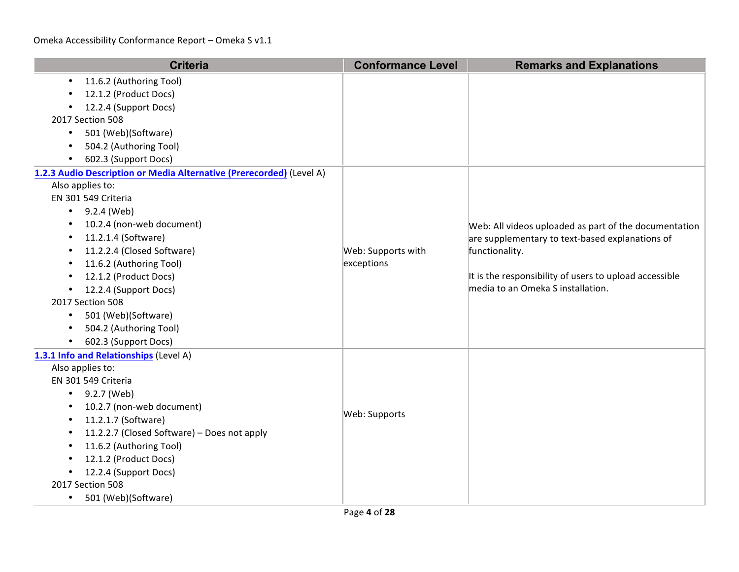| Criteria | Conformance Level | Remarks and Explanations |
|---|---|---|
| <ul><li>11.6.2 (Authoring Tool)</li><li>12.1.2 (Product Docs)</li><li>12.2.4 (Support Docs)</li></ul>2017 Section 508<ul><li>501 (Web)(Software)</li><li>504.2 (Authoring Tool)</li><li>602.3 (Support Docs)</li></ul> | | |
| [1.2.3 Audio Description or Media Alternative (Prerecorded)]() (Level A)<br>Also applies to:<br>EN 301 549 Criteria<ul><li>9.2.4 (Web)</li><li>10.2.4 (non-web document)</li><li>11.2.1.4 (Software)</li><li>11.2.2.4 (Closed Software)</li><li>11.6.2 (Authoring Tool)</li><li>12.1.2 (Product Docs)</li><li>12.2.4 (Support Docs)</li></ul>2017 Section 508<ul><li>501 (Web)(Software)</li><li>504.2 (Authoring Tool)</li><li>602.3 (Support Docs)</li></ul> | Web: Supports with exceptions | Web: All videos uploaded as part of the documentation are supplementary to text-based explanations of functionality.<br><br>It is the responsibility of users to upload accessible media to an Omeka S installation. |
| [1.3.1 Info and Relationships]() (Level A)<br>Also applies to:<br>EN 301 549 Criteria<ul><li>9.2.7 (Web)</li><li>10.2.7 (non-web document)</li><li>11.2.1.7 (Software)</li><li>11.2.2.7 (Closed Software) – Does not apply</li><li>11.6.2 (Authoring Tool)</li><li>12.1.2 (Product Docs)</li><li>12.2.4 (Support Docs)</li></ul>2017 Section 508<ul><li>501 (Web)(Software)</li></ul> | Web: Supports | |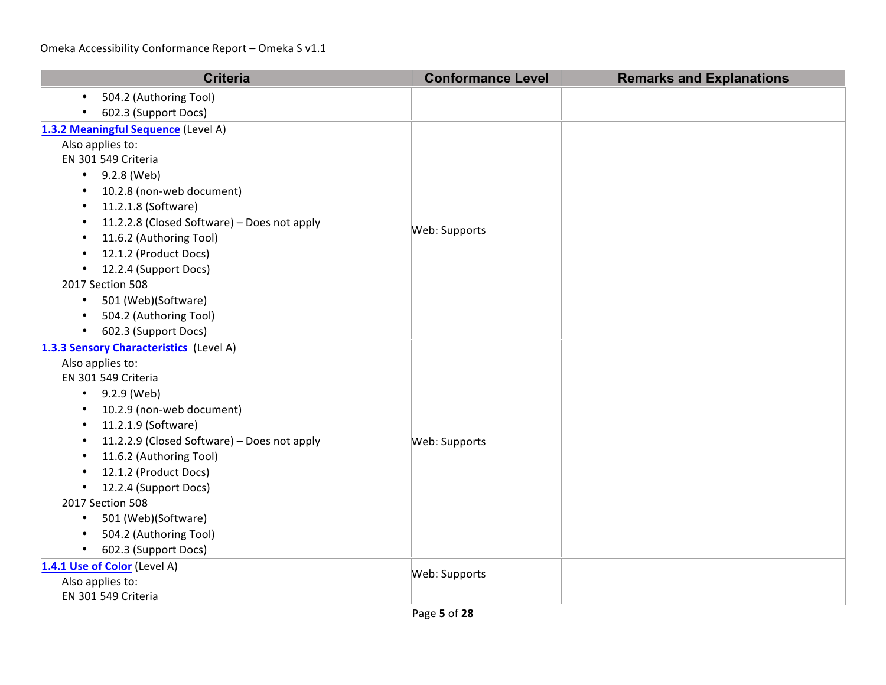| Criteria | Conformance Level | Remarks and Explanations |
| --- | --- | --- |
| • 504.2 (Authoring Tool)<br>• 602.3 (Support Docs) | | |
| **1.3.2 Meaningful Sequence** (Level A)<br>Also applies to:<br>EN 301 549 Criteria<br>• 9.2.8 (Web)<br>• 10.2.8 (non-web document)<br>• 11.2.1.8 (Software)<br>• 11.2.2.8 (Closed Software) – Does not apply<br>• 11.6.2 (Authoring Tool)<br>• 12.1.2 (Product Docs)<br>• 12.2.4 (Support Docs)<br>2017 Section 508<br>• 501 (Web)(Software)<br>• 504.2 (Authoring Tool)<br>• 602.3 (Support Docs) | Web: Supports | |
| **1.3.3 Sensory Characteristics** (Level A)<br>Also applies to:<br>EN 301 549 Criteria<br>• 9.2.9 (Web)<br>• 10.2.9 (non-web document)<br>• 11.2.1.9 (Software)<br>• 11.2.2.9 (Closed Software) – Does not apply<br>• 11.6.2 (Authoring Tool)<br>• 12.1.2 (Product Docs)<br>• 12.2.4 (Support Docs)<br>2017 Section 508<br>• 501 (Web)(Software)<br>• 504.2 (Authoring Tool)<br>• 602.3 (Support Docs) | Web: Supports | |
| **1.4.1 Use of Color** (Level A)<br>Also applies to:<br>EN 301 549 Criteria | Web: Supports | |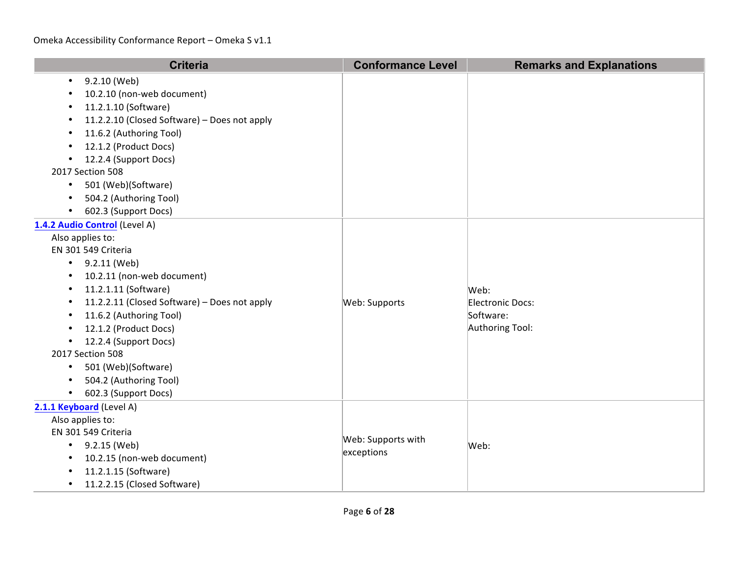| Criteria | Conformance Level | Remarks and Explanations |
|---|---|---|
| • 9.2.10 (Web)<br>• 10.2.10 (non-web document)<br>• 11.2.1.10 (Software)<br>• 11.2.2.10 (Closed Software) – Does not apply<br>• 11.6.2 (Authoring Tool)<br>• 12.1.2 (Product Docs)<br>• 12.2.4 (Support Docs)<br>2017 Section 508<br>• 501 (Web)(Software)<br>• 504.2 (Authoring Tool)<br>• 602.3 (Support Docs) | | |
| **1.4.2 Audio Control** (Level A)<br>Also applies to:<br>EN 301 549 Criteria<br>• 9.2.11 (Web)<br>• 10.2.11 (non-web document)<br>• 11.2.1.11 (Software)<br>• 11.2.2.11 (Closed Software) – Does not apply<br>• 11.6.2 (Authoring Tool)<br>• 12.1.2 (Product Docs)<br>• 12.2.4 (Support Docs)<br>2017 Section 508<br>• 501 (Web)(Software)<br>• 504.2 (Authoring Tool)<br>• 602.3 (Support Docs) | Web: Supports | Web:<br>Electronic Docs:<br>Software:<br>Authoring Tool: |
| **2.1.1 Keyboard** (Level A)<br>Also applies to:<br>EN 301 549 Criteria<br>• 9.2.15 (Web)<br>• 10.2.15 (non-web document)<br>• 11.2.1.15 (Software)<br>• 11.2.2.15 (Closed Software) | Web: Supports with exceptions | Web: |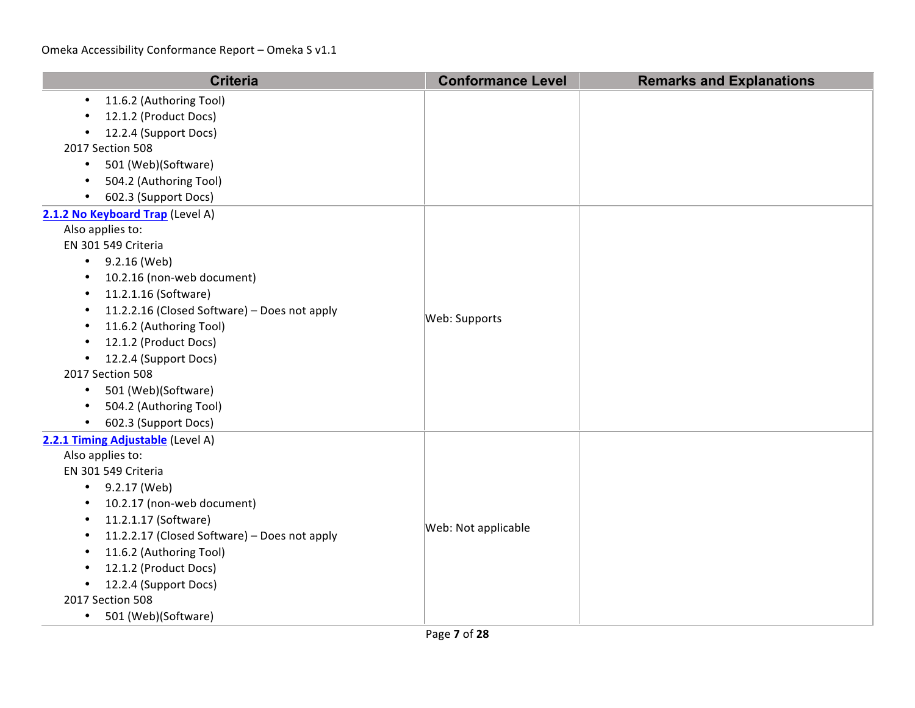| Criteria | Conformance Level | Remarks and Explanations |
|---|---|---|
| • 11.6.2 (Authoring Tool)<br>• 12.1.2 (Product Docs)<br>• 12.2.4 (Support Docs)<br>2017 Section 508<br>• 501 (Web)(Software)<br>• 504.2 (Authoring Tool)<br>• 602.3 (Support Docs) | | |
| **2.1.2 No Keyboard Trap** (Level A)<br>Also applies to:<br>EN 301 549 Criteria<br>• 9.2.16 (Web)<br>• 10.2.16 (non-web document)<br>• 11.2.1.16 (Software)<br>• 11.2.2.16 (Closed Software) – Does not apply<br>• 11.6.2 (Authoring Tool)<br>• 12.1.2 (Product Docs)<br>• 12.2.4 (Support Docs)<br>2017 Section 508<br>• 501 (Web)(Software)<br>• 504.2 (Authoring Tool)<br>• 602.3 (Support Docs) | Web: Supports | |
| **2.2.1 Timing Adjustable** (Level A)<br>Also applies to:<br>EN 301 549 Criteria<br>• 9.2.17 (Web)<br>• 10.2.17 (non-web document)<br>• 11.2.1.17 (Software)<br>• 11.2.2.17 (Closed Software) – Does not apply<br>• 11.6.2 (Authoring Tool)<br>• 12.1.2 (Product Docs)<br>• 12.2.4 (Support Docs)<br>2017 Section 508<br>• 501 (Web)(Software) | Web: Not applicable | |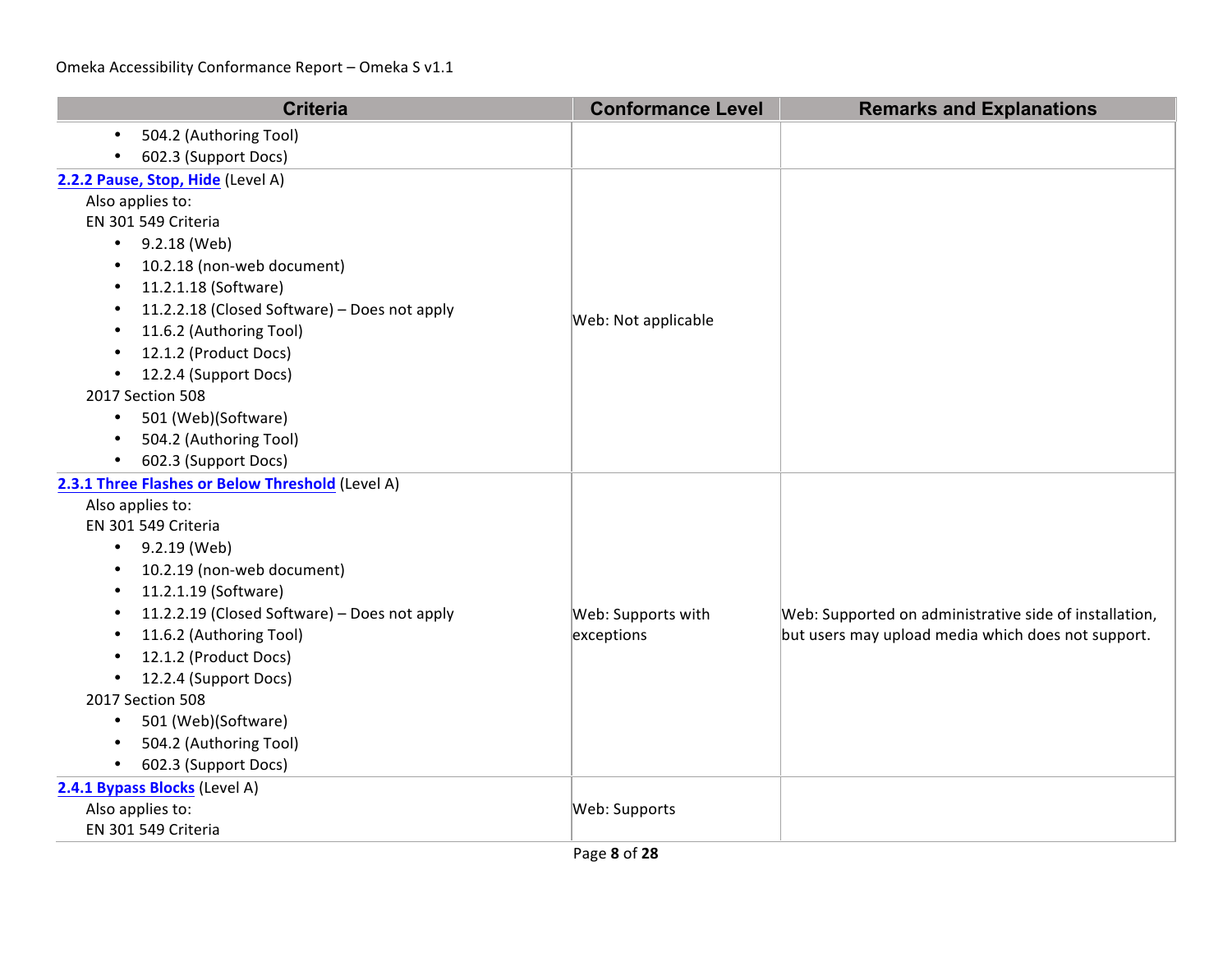| Criteria | Conformance Level | Remarks and Explanations |
|---|---|---|
| • 504.2 (Authoring Tool)<br>• 602.3 (Support Docs) | | |
| [**2.2.2 Pause, Stop, Hide**]() (Level A)<br>Also applies to:<br>EN 301 549 Criteria<br>• 9.2.18 (Web)<br>• 10.2.18 (non-web document)<br>• 11.2.1.18 (Software)<br>• 11.2.2.18 (Closed Software) – Does not apply<br>• 11.6.2 (Authoring Tool)<br>• 12.1.2 (Product Docs)<br>• 12.2.4 (Support Docs)<br>2017 Section 508<br>• 501 (Web)(Software)<br>• 504.2 (Authoring Tool)<br>• 602.3 (Support Docs) | Web: Not applicable | |
| [**2.3.1 Three Flashes or Below Threshold**]() (Level A)<br>Also applies to:<br>EN 301 549 Criteria<br>• 9.2.19 (Web)<br>• 10.2.19 (non-web document)<br>• 11.2.1.19 (Software)<br>• 11.2.2.19 (Closed Software) – Does not apply<br>• 11.6.2 (Authoring Tool)<br>• 12.1.2 (Product Docs)<br>• 12.2.4 (Support Docs)<br>2017 Section 508<br>• 501 (Web)(Software)<br>• 504.2 (Authoring Tool)<br>• 602.3 (Support Docs) | Web: Supports with exceptions | Web: Supported on administrative side of installation, but users may upload media which does not support. |
| [**2.4.1 Bypass Blocks**]() (Level A)<br>Also applies to:<br>EN 301 549 Criteria | Web: Supports | |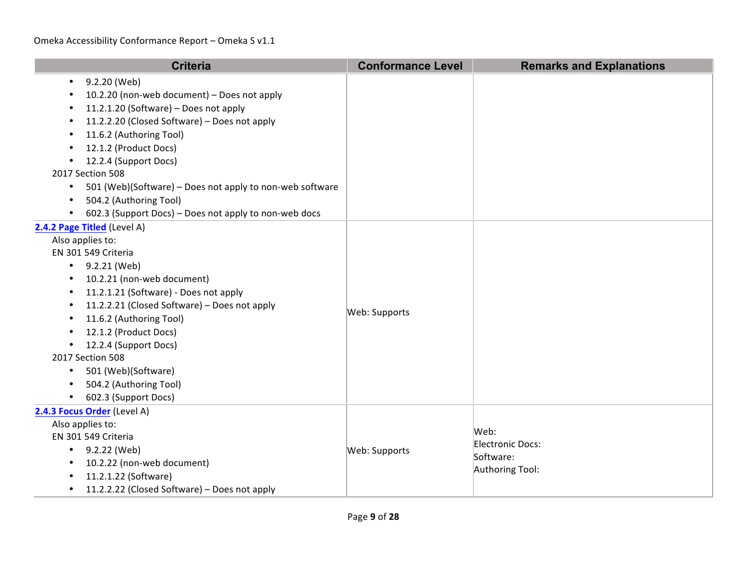| Criteria | Conformance Level | Remarks and Explanations |
|---|---|---|
| • 9.2.20 (Web)<br>• 10.2.20 (non-web document) – Does not apply<br>• 11.2.1.20 (Software) – Does not apply<br>• 11.2.2.20 (Closed Software) – Does not apply<br>• 11.6.2 (Authoring Tool)<br>• 12.1.2 (Product Docs)<br>• 12.2.4 (Support Docs)<br>2017 Section 508<br>• 501 (Web)(Software) – Does not apply to non-web software<br>• 504.2 (Authoring Tool)<br>• 602.3 (Support Docs) – Does not apply to non-web docs | | |
| **[2.4.2 Page Titled]** (Level A)<br>Also applies to:<br>EN 301 549 Criteria<br>• 9.2.21 (Web)<br>• 10.2.21 (non-web document)<br>• 11.2.1.21 (Software) - Does not apply<br>• 11.2.2.21 (Closed Software) – Does not apply<br>• 11.6.2 (Authoring Tool)<br>• 12.1.2 (Product Docs)<br>• 12.2.4 (Support Docs)<br>2017 Section 508<br>• 501 (Web)(Software)<br>• 504.2 (Authoring Tool)<br>• 602.3 (Support Docs) | Web: Supports | |
| **[2.4.3 Focus Order]** (Level A)<br>Also applies to:<br>EN 301 549 Criteria<br>• 9.2.22 (Web)<br>• 10.2.22 (non-web document)<br>• 11.2.1.22 (Software)<br>• 11.2.2.22 (Closed Software) – Does not apply | Web: Supports | Web:<br>Electronic Docs:<br>Software:<br>Authoring Tool: |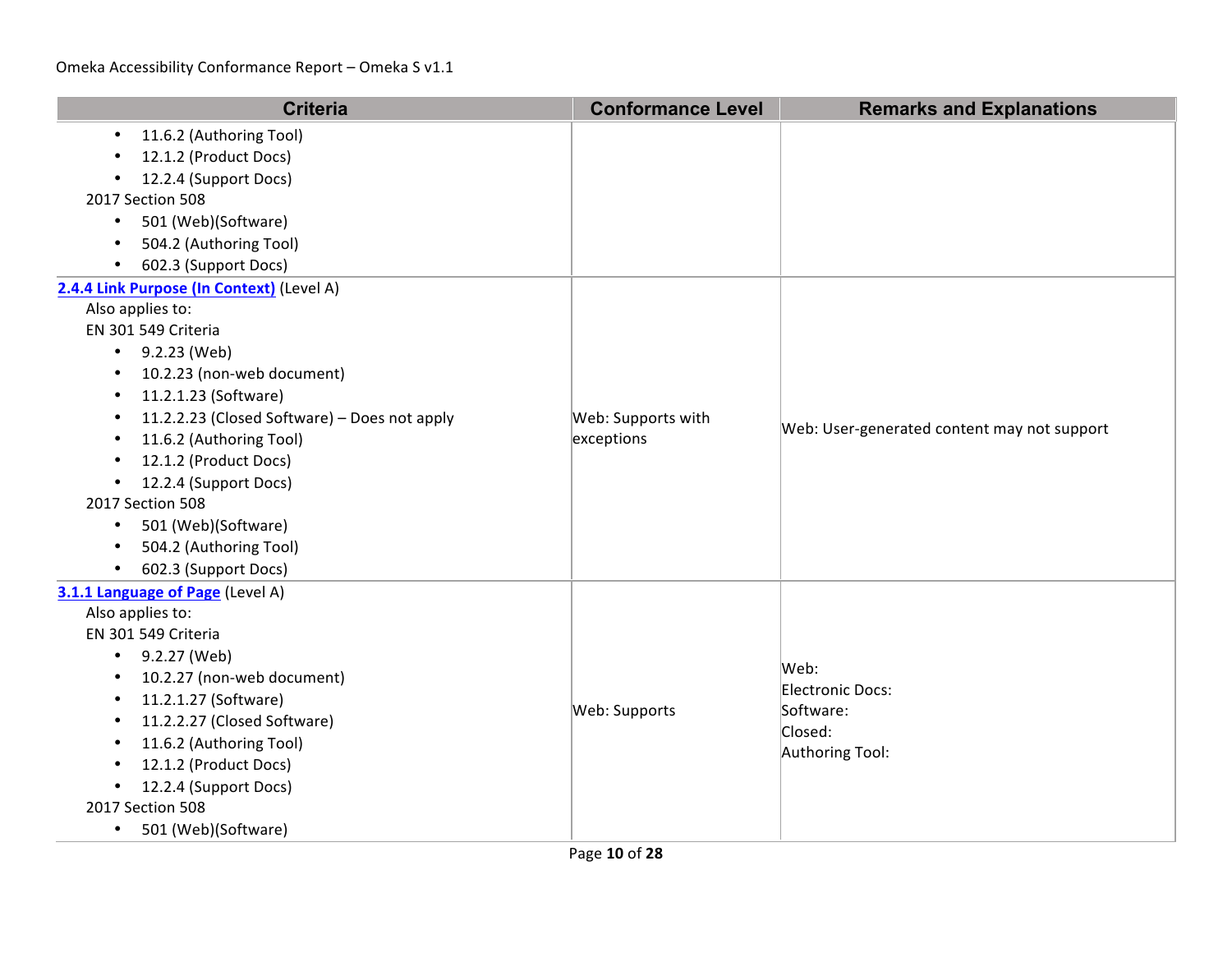| Criteria | Conformance Level | Remarks and Explanations |
|---|---|---|
| • 11.6.2 (Authoring Tool)<br>• 12.1.2 (Product Docs)<br>• 12.2.4 (Support Docs)<br>2017 Section 508<br>• 501 (Web)(Software)<br>• 504.2 (Authoring Tool)<br>• 602.3 (Support Docs) | | |
| **2.4.4 Link Purpose (In Context)** (Level A)<br>Also applies to:<br>EN 301 549 Criteria<br>• 9.2.23 (Web)<br>• 10.2.23 (non-web document)<br>• 11.2.1.23 (Software)<br>• 11.2.2.23 (Closed Software) – Does not apply<br>• 11.6.2 (Authoring Tool)<br>• 12.1.2 (Product Docs)<br>• 12.2.4 (Support Docs)<br>2017 Section 508<br>• 501 (Web)(Software)<br>• 504.2 (Authoring Tool)<br>• 602.3 (Support Docs) | Web: Supports with exceptions | Web: User-generated content may not support |
| **3.1.1 Language of Page** (Level A)<br>Also applies to:<br>EN 301 549 Criteria<br>• 9.2.27 (Web)<br>• 10.2.27 (non-web document)<br>• 11.2.1.27 (Software)<br>• 11.2.2.27 (Closed Software)<br>• 11.6.2 (Authoring Tool)<br>• 12.1.2 (Product Docs)<br>• 12.2.4 (Support Docs)<br>2017 Section 508<br>• 501 (Web)(Software) | Web: Supports | Web:<br>Electronic Docs:<br>Software:<br>Closed:<br>Authoring Tool: |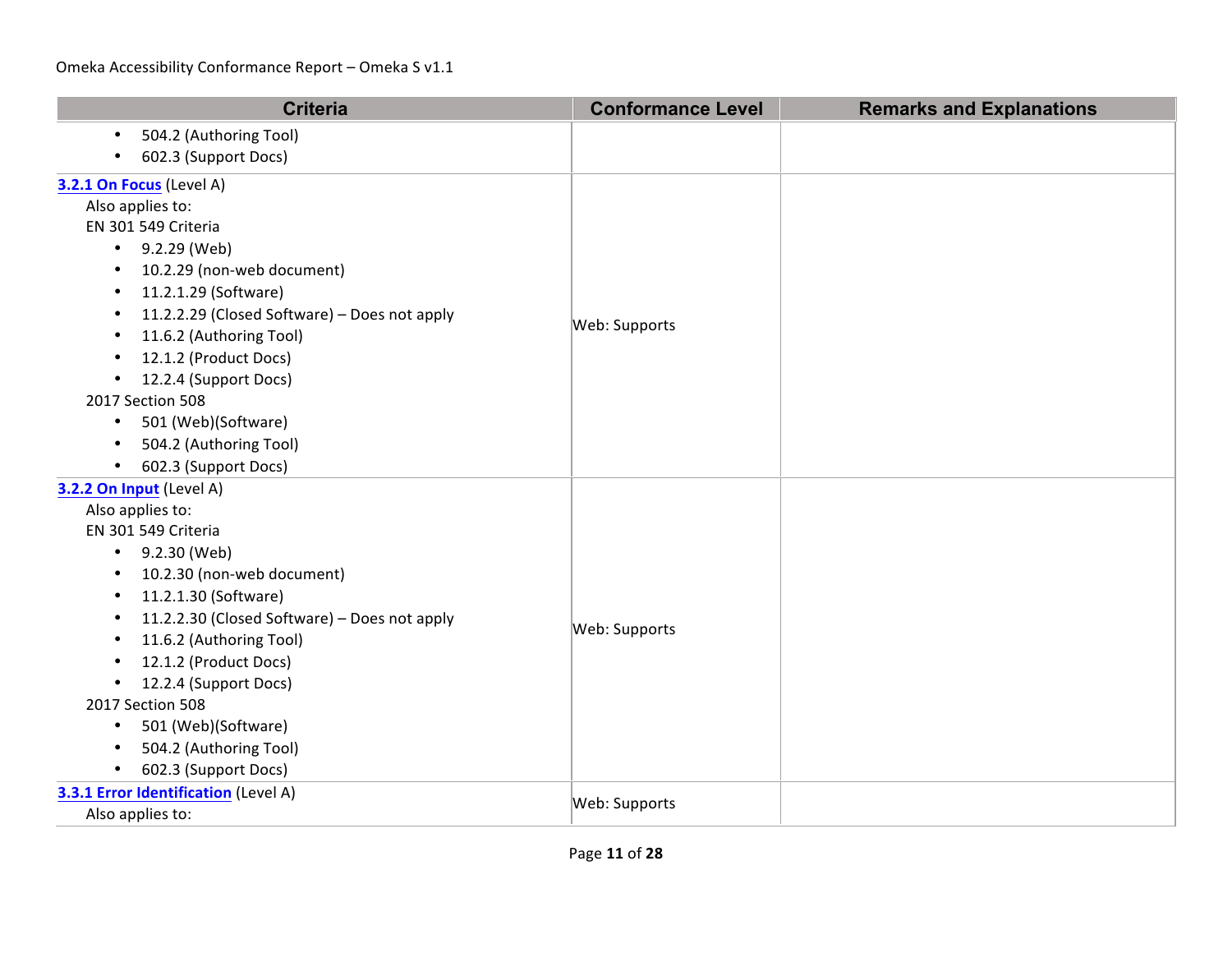| Criteria | Conformance Level | Remarks and Explanations |
|---|---|---|
| • 504.2 (Authoring Tool)<br>• 602.3 (Support Docs) | | |
| **3.2.1 On Focus** (Level A)<br>Also applies to:<br>EN 301 549 Criteria<br>• 9.2.29 (Web)<br>• 10.2.29 (non-web document)<br>• 11.2.1.29 (Software)<br>• 11.2.2.29 (Closed Software) – Does not apply<br>• 11.6.2 (Authoring Tool)<br>• 12.1.2 (Product Docs)<br>• 12.2.4 (Support Docs)<br>2017 Section 508<br>• 501 (Web)(Software)<br>• 504.2 (Authoring Tool)<br>• 602.3 (Support Docs) | Web: Supports | |
| **3.2.2 On Input** (Level A)<br>Also applies to:<br>EN 301 549 Criteria<br>• 9.2.30 (Web)<br>• 10.2.30 (non-web document)<br>• 11.2.1.30 (Software)<br>• 11.2.2.30 (Closed Software) – Does not apply<br>• 11.6.2 (Authoring Tool)<br>• 12.1.2 (Product Docs)<br>• 12.2.4 (Support Docs)<br>2017 Section 508<br>• 501 (Web)(Software)<br>• 504.2 (Authoring Tool)<br>• 602.3 (Support Docs) | Web: Supports | |
| **3.3.1 Error Identification** (Level A)<br>Also applies to: | Web: Supports | |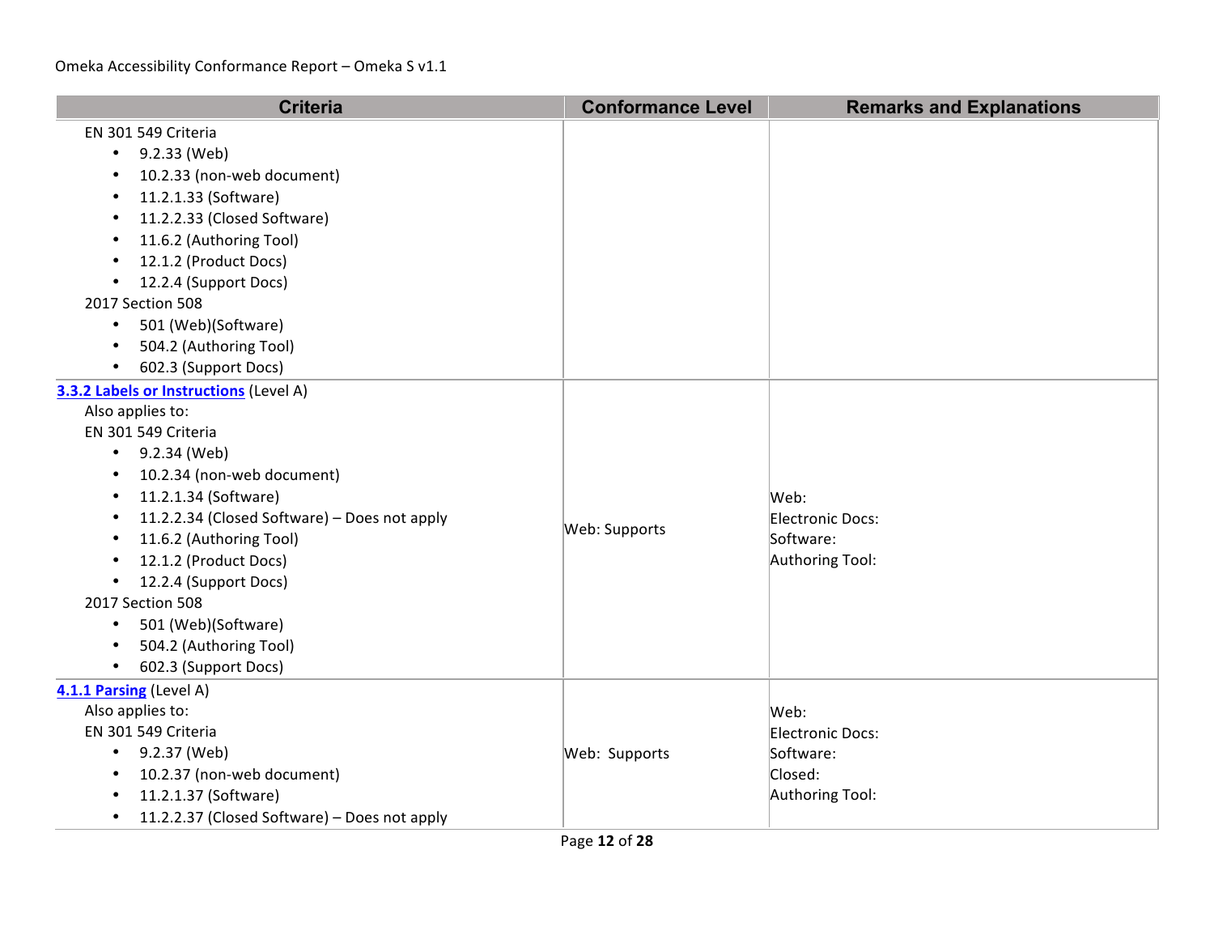| Criteria | Conformance Level | Remarks and Explanations |
|---|---|---|
| EN 301 549 Criteria<br>• 9.2.33 (Web)<br>• 10.2.33 (non-web document)<br>• 11.2.1.33 (Software)<br>• 11.2.2.33 (Closed Software)<br>• 11.6.2 (Authoring Tool)<br>• 12.1.2 (Product Docs)<br>• 12.2.4 (Support Docs)<br>2017 Section 508<br>• 501 (Web)(Software)<br>• 504.2 (Authoring Tool)<br>• 602.3 (Support Docs) | | |
| **3.3.2 Labels or Instructions** (Level A)<br>Also applies to:<br>EN 301 549 Criteria<br>• 9.2.34 (Web)<br>• 10.2.34 (non-web document)<br>• 11.2.1.34 (Software)<br>• 11.2.2.34 (Closed Software) – Does not apply<br>• 11.6.2 (Authoring Tool)<br>• 12.1.2 (Product Docs)<br>• 12.2.4 (Support Docs)<br>2017 Section 508<br>• 501 (Web)(Software)<br>• 504.2 (Authoring Tool)<br>• 602.3 (Support Docs) | Web: Supports | Web:<br>Electronic Docs:<br>Software:<br>Authoring Tool: |
| **4.1.1 Parsing** (Level A)<br>Also applies to:<br>EN 301 549 Criteria<br>• 9.2.37 (Web)<br>• 10.2.37 (non-web document)<br>• 11.2.1.37 (Software)<br>• 11.2.2.37 (Closed Software) – Does not apply | Web: Supports | Web:<br>Electronic Docs:<br>Software:<br>Closed:<br>Authoring Tool: |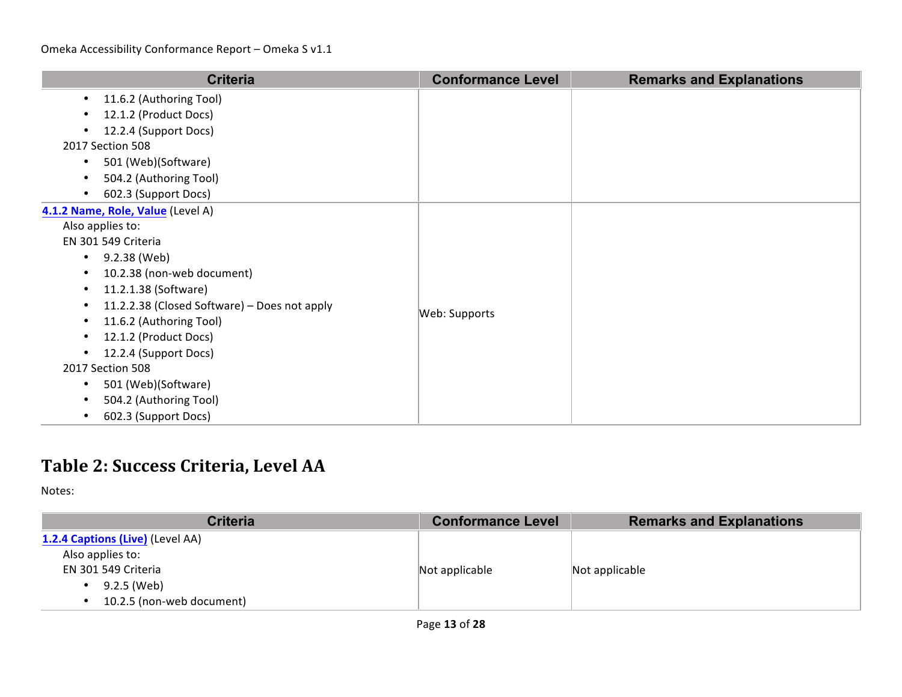| Criteria | Conformance Level | Remarks and Explanations |
|---|---|---|
| • 11.6.2 (Authoring Tool)<br>• 12.1.2 (Product Docs)<br>• 12.2.4 (Support Docs)<br>2017 Section 508<br>• 501 (Web)(Software)<br>• 504.2 (Authoring Tool)<br>• 602.3 (Support Docs) | | |
| **4.1.2 Name, Role, Value** (Level A)<br>Also applies to:<br>EN 301 549 Criteria<br>• 9.2.38 (Web)<br>• 10.2.38 (non-web document)<br>• 11.2.1.38 (Software)<br>• 11.2.2.38 (Closed Software) – Does not apply<br>• 11.6.2 (Authoring Tool)<br>• 12.1.2 (Product Docs)<br>• 12.2.4 (Support Docs)<br>2017 Section 508<br>• 501 (Web)(Software)<br>• 504.2 (Authoring Tool)<br>• 602.3 (Support Docs) | Web: Supports | |

## Table 2: Success Criteria, Level AA

Notes:

| Criteria | Conformance Level | Remarks and Explanations |
|---|---|---|
| **1.2.4 Captions (Live)** (Level AA)<br>Also applies to:<br>EN 301 549 Criteria<br>• 9.2.5 (Web)<br>• 10.2.5 (non-web document) | Not applicable | Not applicable |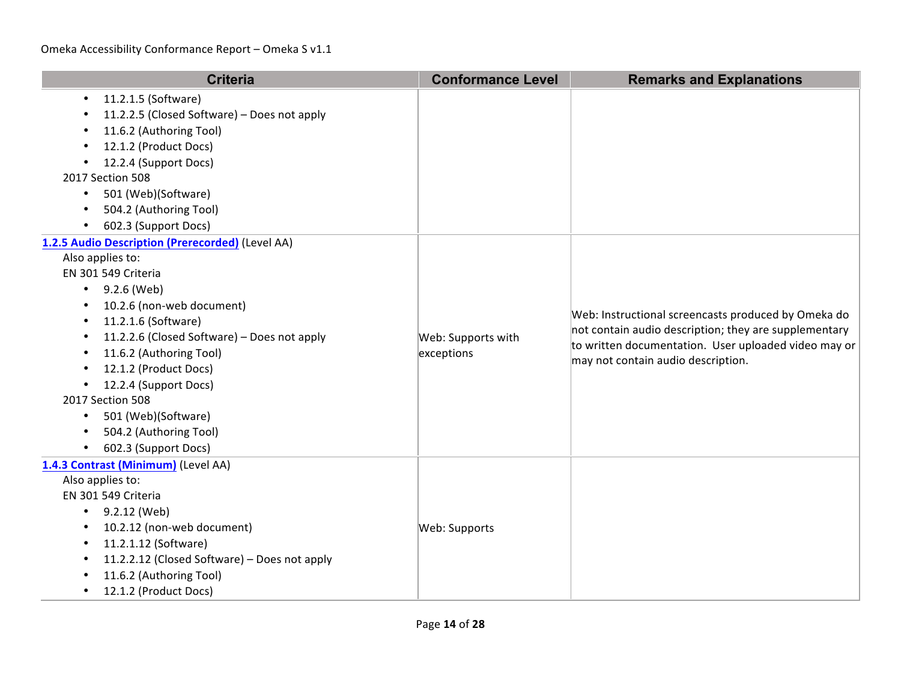| Criteria | Conformance Level | Remarks and Explanations |
|---|---|---|
| • 11.2.1.5 (Software)<br>• 11.2.2.5 (Closed Software) – Does not apply<br>• 11.6.2 (Authoring Tool)<br>• 12.1.2 (Product Docs)<br>• 12.2.4 (Support Docs)<br>2017 Section 508<br>• 501 (Web)(Software)<br>• 504.2 (Authoring Tool)<br>• 602.3 (Support Docs) | | |
| **1.2.5 Audio Description (Prerecorded)** (Level AA)<br>Also applies to:<br>EN 301 549 Criteria<br>• 9.2.6 (Web)<br>• 10.2.6 (non-web document)<br>• 11.2.1.6 (Software)<br>• 11.2.2.6 (Closed Software) – Does not apply<br>• 11.6.2 (Authoring Tool)<br>• 12.1.2 (Product Docs)<br>• 12.2.4 (Support Docs)<br>2017 Section 508<br>• 501 (Web)(Software)<br>• 504.2 (Authoring Tool)<br>• 602.3 (Support Docs) | Web: Supports with exceptions | Web: Instructional screencasts produced by Omeka do not contain audio description; they are supplementary to written documentation. User uploaded video may or may not contain audio description. |
| **1.4.3 Contrast (Minimum)** (Level AA)<br>Also applies to:<br>EN 301 549 Criteria<br>• 9.2.12 (Web)<br>• 10.2.12 (non-web document)<br>• 11.2.1.12 (Software)<br>• 11.2.2.12 (Closed Software) – Does not apply<br>• 11.6.2 (Authoring Tool)<br>• 12.1.2 (Product Docs) | Web: Supports | |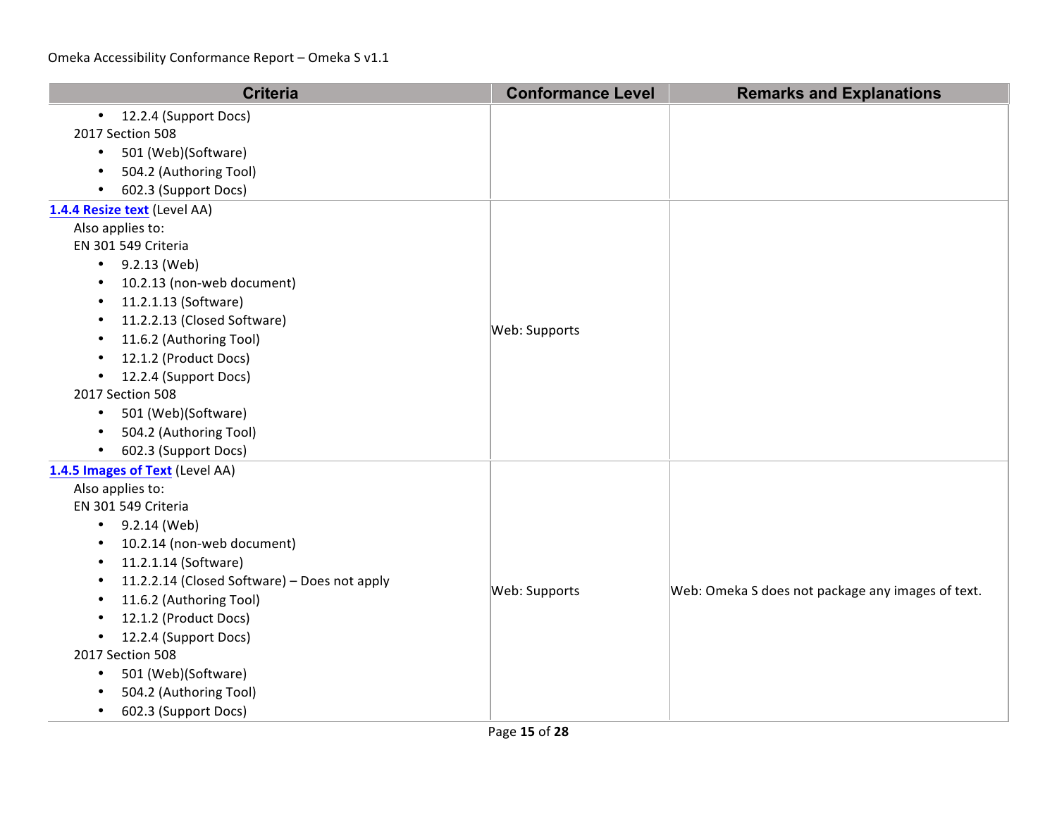| Criteria | Conformance Level | Remarks and Explanations |
|---|---|---|
| <ul><li>12.2.4 (Support Docs)</li></ul>2017 Section 508<ul><li>501 (Web)(Software)</li><li>504.2 (Authoring Tool)</li><li>602.3 (Support Docs)</li></ul> | | |
| **1.4.4 Resize text** (Level AA)<br>Also applies to:<br>EN 301 549 Criteria<ul><li>9.2.13 (Web)</li><li>10.2.13 (non-web document)</li><li>11.2.1.13 (Software)</li><li>11.2.2.13 (Closed Software)</li><li>11.6.2 (Authoring Tool)</li><li>12.1.2 (Product Docs)</li><li>12.2.4 (Support Docs)</li></ul>2017 Section 508<ul><li>501 (Web)(Software)</li><li>504.2 (Authoring Tool)</li><li>602.3 (Support Docs)</li></ul> | Web: Supports | |
| **1.4.5 Images of Text** (Level AA)<br>Also applies to:<br>EN 301 549 Criteria<ul><li>9.2.14 (Web)</li><li>10.2.14 (non-web document)</li><li>11.2.1.14 (Software)</li><li>11.2.2.14 (Closed Software) – Does not apply</li><li>11.6.2 (Authoring Tool)</li><li>12.1.2 (Product Docs)</li><li>12.2.4 (Support Docs)</li></ul>2017 Section 508<ul><li>501 (Web)(Software)</li><li>504.2 (Authoring Tool)</li><li>602.3 (Support Docs)</li></ul> | Web: Supports | Web: Omeka S does not package any images of text. |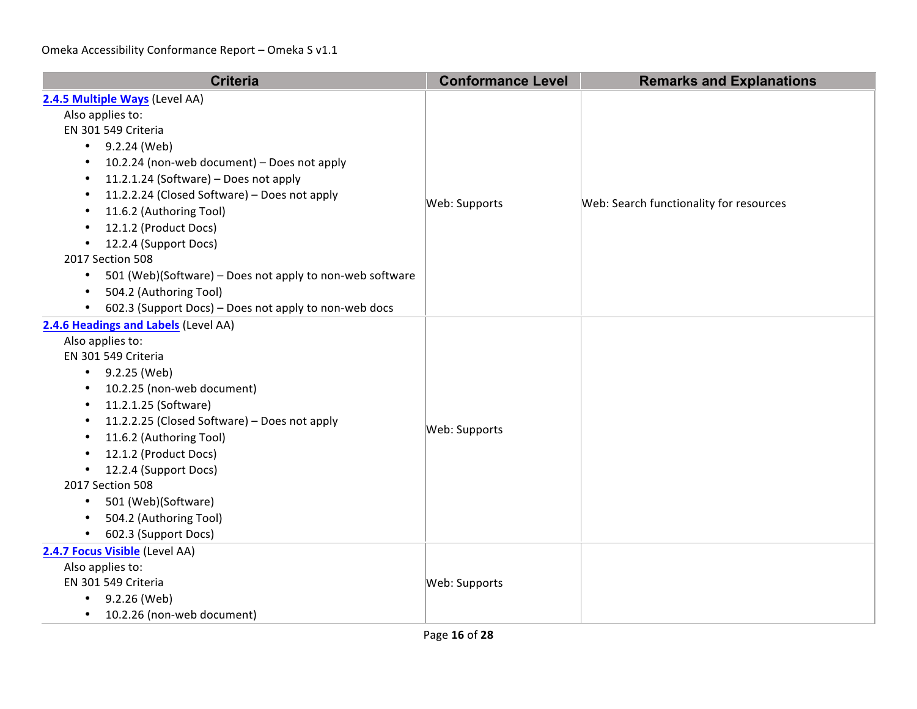| Criteria | Conformance Level | Remarks and Explanations |
|---|---|---|
| **[2.4.5 Multiple Ways]** (Level AA)<br>Also applies to:<br>EN 301 549 Criteria<br>• 9.2.24 (Web)<br>• 10.2.24 (non-web document) – Does not apply<br>• 11.2.1.24 (Software) – Does not apply<br>• 11.2.2.24 (Closed Software) – Does not apply<br>• 11.6.2 (Authoring Tool)<br>• 12.1.2 (Product Docs)<br>• 12.2.4 (Support Docs)<br>2017 Section 508<br>• 501 (Web)(Software) – Does not apply to non-web software<br>• 504.2 (Authoring Tool)<br>• 602.3 (Support Docs) – Does not apply to non-web docs | Web: Supports | Web: Search functionality for resources |
| **[2.4.6 Headings and Labels]** (Level AA)<br>Also applies to:<br>EN 301 549 Criteria<br>• 9.2.25 (Web)<br>• 10.2.25 (non-web document)<br>• 11.2.1.25 (Software)<br>• 11.2.2.25 (Closed Software) – Does not apply<br>• 11.6.2 (Authoring Tool)<br>• 12.1.2 (Product Docs)<br>• 12.2.4 (Support Docs)<br>2017 Section 508<br>• 501 (Web)(Software)<br>• 504.2 (Authoring Tool)<br>• 602.3 (Support Docs) | Web: Supports | |
| **[2.4.7 Focus Visible]** (Level AA)<br>Also applies to:<br>EN 301 549 Criteria<br>• 9.2.26 (Web)<br>• 10.2.26 (non-web document) | Web: Supports | |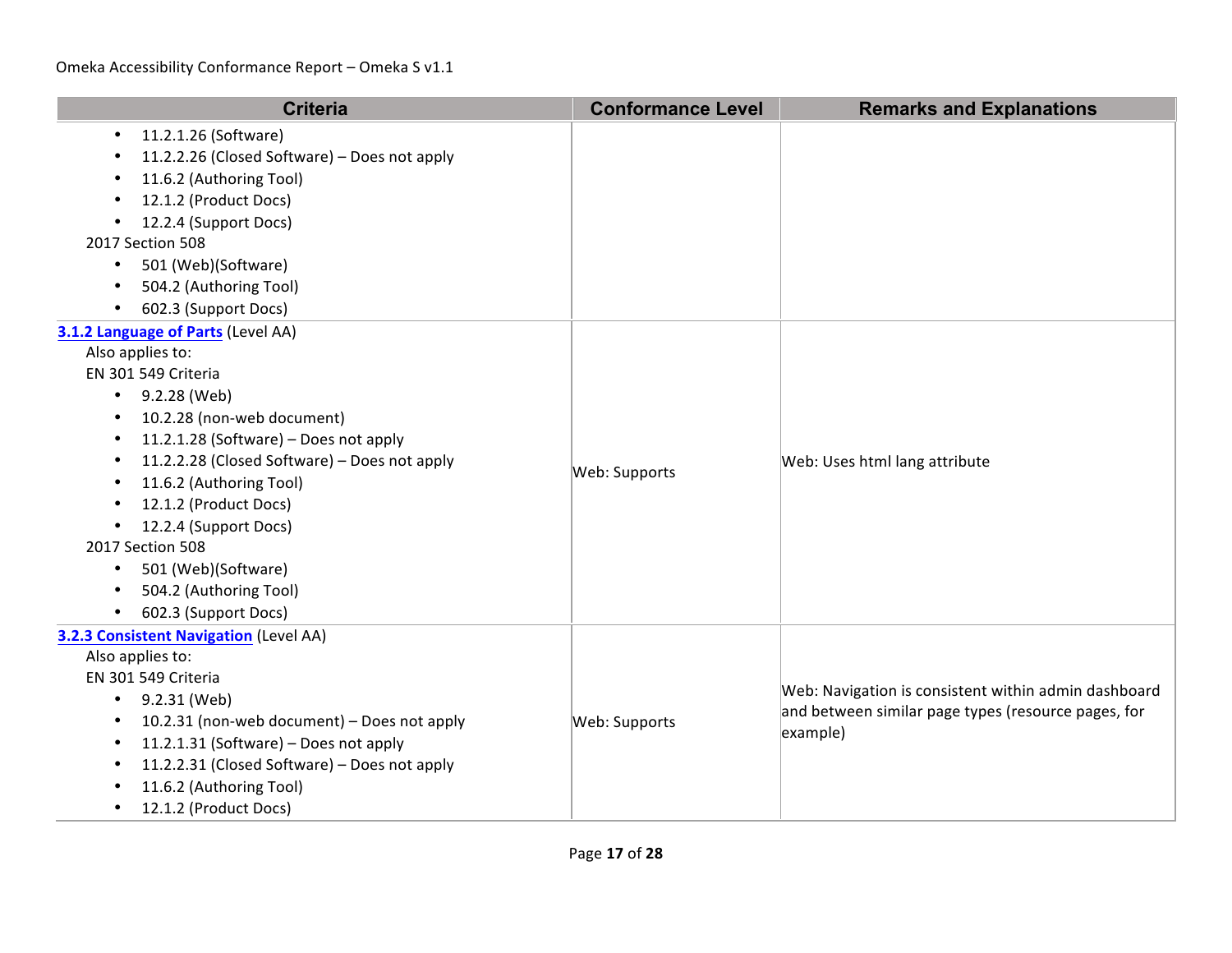| Criteria | Conformance Level | Remarks and Explanations |
| --- | --- | --- |
| • 11.2.1.26 (Software)<br>• 11.2.2.26 (Closed Software) – Does not apply<br>• 11.6.2 (Authoring Tool)<br>• 12.1.2 (Product Docs)<br>• 12.2.4 (Support Docs)<br>2017 Section 508<br>• 501 (Web)(Software)<br>• 504.2 (Authoring Tool)<br>• 602.3 (Support Docs) | | |
| **[3.1.2 Language of Parts](#)** (Level AA)<br>Also applies to:<br>EN 301 549 Criteria<br>• 9.2.28 (Web)<br>• 10.2.28 (non-web document)<br>• 11.2.1.28 (Software) – Does not apply<br>• 11.2.2.28 (Closed Software) – Does not apply<br>• 11.6.2 (Authoring Tool)<br>• 12.1.2 (Product Docs)<br>• 12.2.4 (Support Docs)<br>2017 Section 508<br>• 501 (Web)(Software)<br>• 504.2 (Authoring Tool)<br>• 602.3 (Support Docs) | Web: Supports | Web: Uses html lang attribute |
| **[3.2.3 Consistent Navigation](#)** (Level AA)<br>Also applies to:<br>EN 301 549 Criteria<br>• 9.2.31 (Web)<br>• 10.2.31 (non-web document) – Does not apply<br>• 11.2.1.31 (Software) – Does not apply<br>• 11.2.2.31 (Closed Software) – Does not apply<br>• 11.6.2 (Authoring Tool)<br>• 12.1.2 (Product Docs) | Web: Supports | Web: Navigation is consistent within admin dashboard and between similar page types (resource pages, for example) |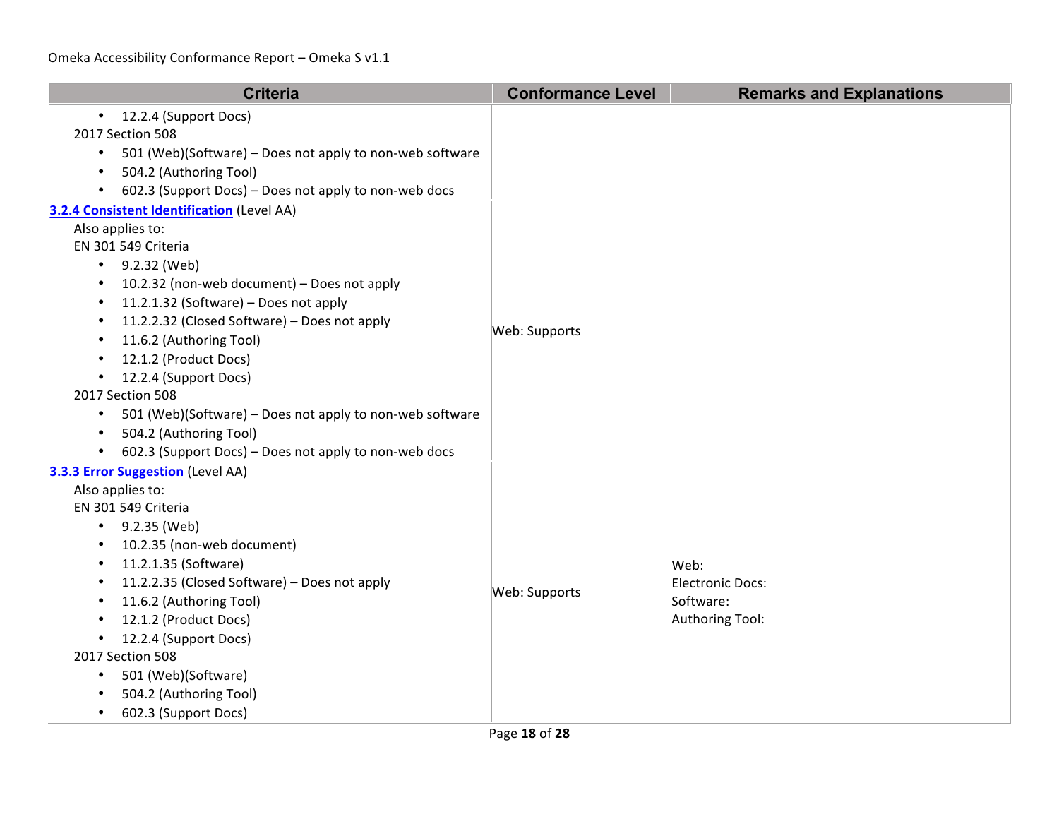| Criteria | Conformance Level | Remarks and Explanations |
|---|---|---|
| • 12.2.4 (Support Docs)<br>2017 Section 508<br>• 501 (Web)(Software) – Does not apply to non-web software<br>• 504.2 (Authoring Tool)<br>• 602.3 (Support Docs) – Does not apply to non-web docs | | |
| **3.2.4 Consistent Identification** (Level AA)<br>Also applies to:<br>EN 301 549 Criteria<br>• 9.2.32 (Web)<br>• 10.2.32 (non-web document) – Does not apply<br>• 11.2.1.32 (Software) – Does not apply<br>• 11.2.2.32 (Closed Software) – Does not apply<br>• 11.6.2 (Authoring Tool)<br>• 12.1.2 (Product Docs)<br>• 12.2.4 (Support Docs)<br>2017 Section 508<br>• 501 (Web)(Software) – Does not apply to non-web software<br>• 504.2 (Authoring Tool)<br>• 602.3 (Support Docs) – Does not apply to non-web docs | Web: Supports | |
| **3.3.3 Error Suggestion** (Level AA)<br>Also applies to:<br>EN 301 549 Criteria<br>• 9.2.35 (Web)<br>• 10.2.35 (non-web document)<br>• 11.2.1.35 (Software)<br>• 11.2.2.35 (Closed Software) – Does not apply<br>• 11.6.2 (Authoring Tool)<br>• 12.1.2 (Product Docs)<br>• 12.2.4 (Support Docs)<br>2017 Section 508<br>• 501 (Web)(Software)<br>• 504.2 (Authoring Tool)<br>• 602.3 (Support Docs) | Web: Supports | Web:<br>Electronic Docs:<br>Software:<br>Authoring Tool: |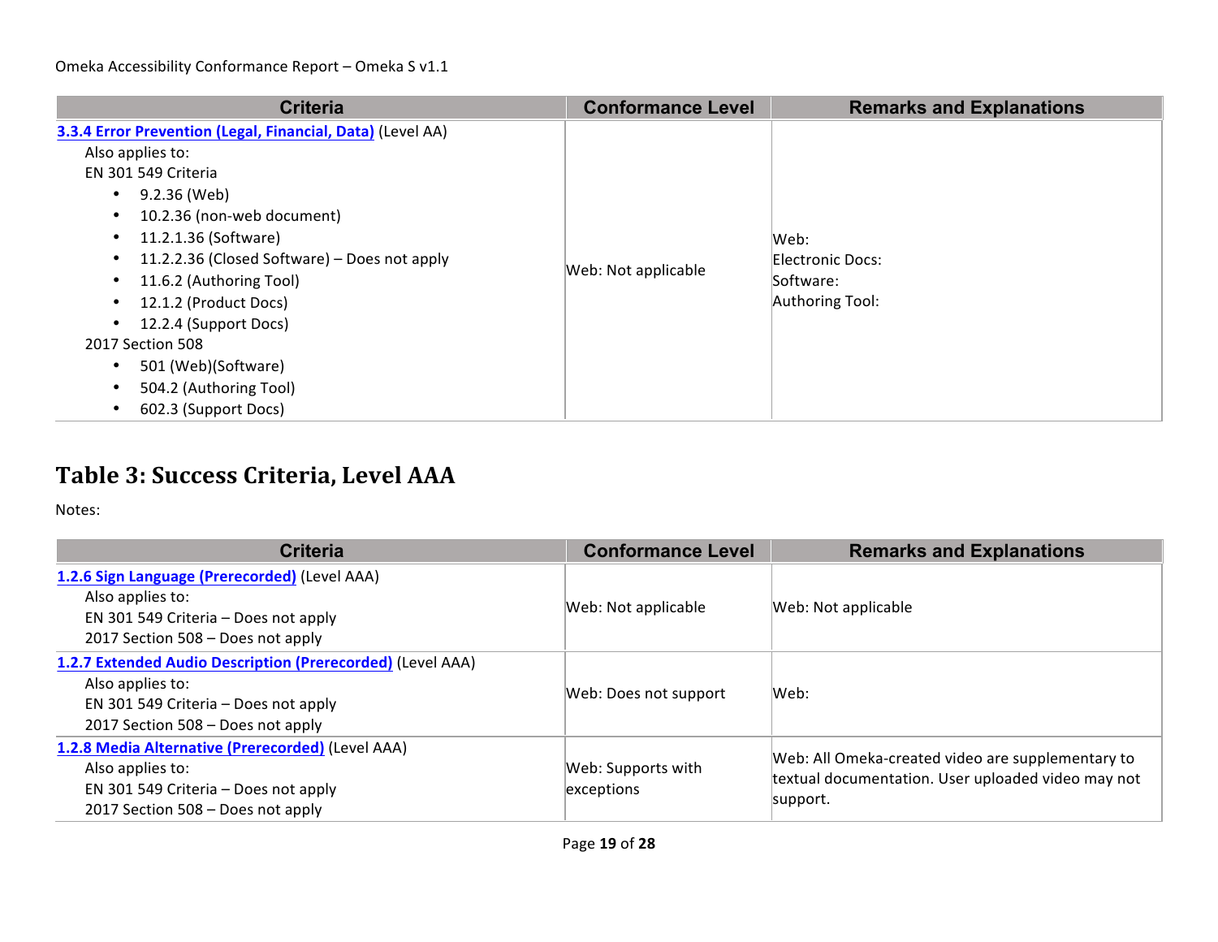| Criteria | Conformance Level | Remarks and Explanations |
|---|---|---|
| **[3.3.4 Error Prevention (Legal, Financial, Data)]** (Level AA)<br>Also applies to:<br>EN 301 549 Criteria<br>• 9.2.36 (Web)<br>• 10.2.36 (non-web document)<br>• 11.2.1.36 (Software)<br>• 11.2.2.36 (Closed Software) – Does not apply<br>• 11.6.2 (Authoring Tool)<br>• 12.1.2 (Product Docs)<br>• 12.2.4 (Support Docs)<br>2017 Section 508<br>• 501 (Web)(Software)<br>• 504.2 (Authoring Tool)<br>• 602.3 (Support Docs) | Web: Not applicable | Web:<br>Electronic Docs:<br>Software:<br>Authoring Tool: |

## Table 3: Success Criteria, Level AAA

Notes:

| Criteria | Conformance Level | Remarks and Explanations |
|---|---|---|
| **[1.2.6 Sign Language (Prerecorded)]** (Level AAA)<br>Also applies to:<br>EN 301 549 Criteria – Does not apply<br>2017 Section 508 – Does not apply | Web: Not applicable | Web: Not applicable |
| **[1.2.7 Extended Audio Description (Prerecorded)]** (Level AAA)<br>Also applies to:<br>EN 301 549 Criteria – Does not apply<br>2017 Section 508 – Does not apply | Web: Does not support | Web: |
| **[1.2.8 Media Alternative (Prerecorded)]** (Level AAA)<br>Also applies to:<br>EN 301 549 Criteria – Does not apply<br>2017 Section 508 – Does not apply | Web: Supports with exceptions | Web: All Omeka-created video are supplementary to textual documentation. User uploaded video may not support. |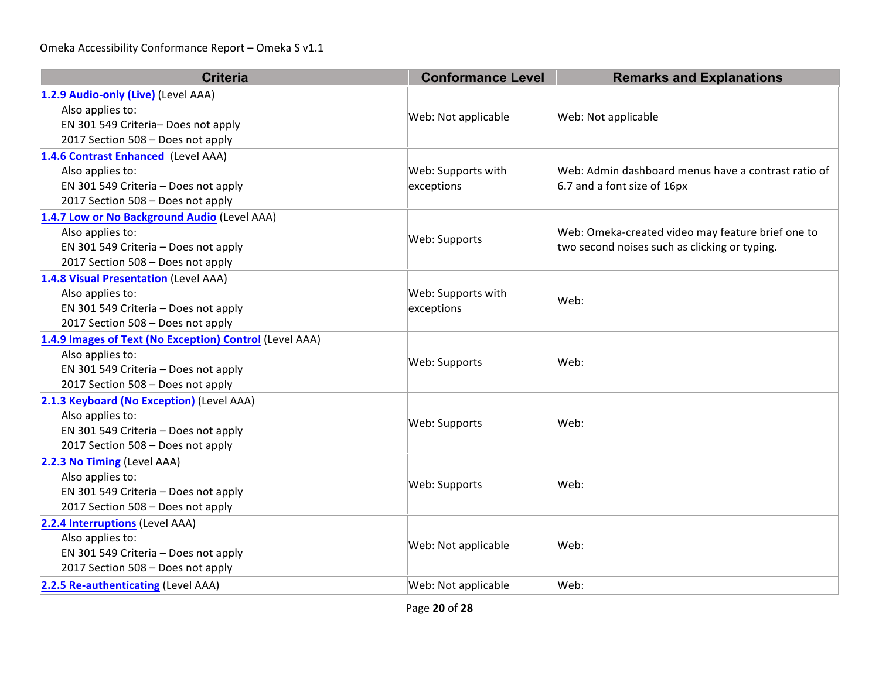| Criteria | Conformance Level | Remarks and Explanations |
|---|---|---|
| **1.2.9 Audio-only (Live)** (Level AAA)<br>Also applies to:<br>EN 301 549 Criteria– Does not apply<br>2017 Section 508 – Does not apply | Web: Not applicable | Web: Not applicable |
| **1.4.6 Contrast Enhanced** (Level AAA)<br>Also applies to:<br>EN 301 549 Criteria – Does not apply<br>2017 Section 508 – Does not apply | Web: Supports with exceptions | Web: Admin dashboard menus have a contrast ratio of 6.7 and a font size of 16px |
| **1.4.7 Low or No Background Audio** (Level AAA)<br>Also applies to:<br>EN 301 549 Criteria – Does not apply<br>2017 Section 508 – Does not apply | Web: Supports | Web: Omeka-created video may feature brief one to two second noises such as clicking or typing. |
| **1.4.8 Visual Presentation** (Level AAA)<br>Also applies to:<br>EN 301 549 Criteria – Does not apply<br>2017 Section 508 – Does not apply | Web: Supports with exceptions | Web: |
| **1.4.9 Images of Text (No Exception) Control** (Level AAA)<br>Also applies to:<br>EN 301 549 Criteria – Does not apply<br>2017 Section 508 – Does not apply | Web: Supports | Web: |
| **2.1.3 Keyboard (No Exception)** (Level AAA)<br>Also applies to:<br>EN 301 549 Criteria – Does not apply<br>2017 Section 508 – Does not apply | Web: Supports | Web: |
| **2.2.3 No Timing** (Level AAA)<br>Also applies to:<br>EN 301 549 Criteria – Does not apply<br>2017 Section 508 – Does not apply | Web: Supports | Web: |
| **2.2.4 Interruptions** (Level AAA)<br>Also applies to:<br>EN 301 549 Criteria – Does not apply<br>2017 Section 508 – Does not apply | Web: Not applicable | Web: |
| **2.2.5 Re-authenticating** (Level AAA) | Web: Not applicable | Web: |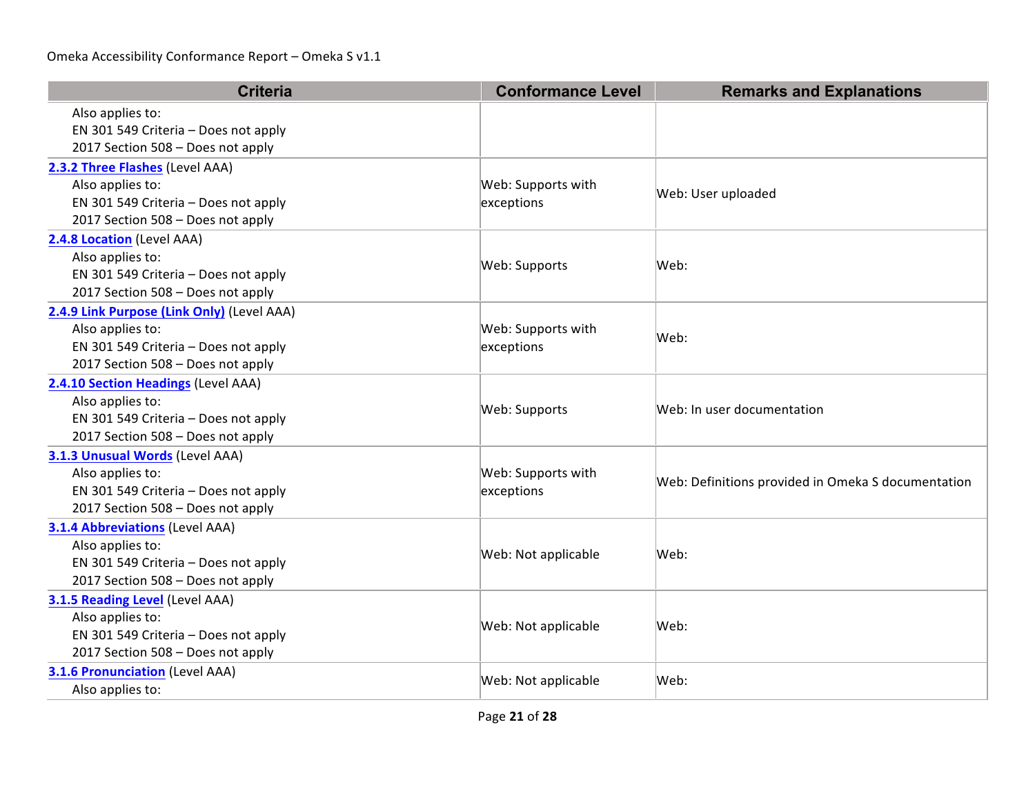| Criteria | Conformance Level | Remarks and Explanations |
|---|---|---|
| Also applies to:<br>EN 301 549 Criteria – Does not apply<br>2017 Section 508 – Does not apply | | |
| **2.3.2 Three Flashes** (Level AAA)<br>Also applies to:<br>EN 301 549 Criteria – Does not apply<br>2017 Section 508 – Does not apply | Web: Supports with exceptions | Web: User uploaded |
| **2.4.8 Location** (Level AAA)<br>Also applies to:<br>EN 301 549 Criteria – Does not apply<br>2017 Section 508 – Does not apply | Web: Supports | Web: |
| **2.4.9 Link Purpose (Link Only)** (Level AAA)<br>Also applies to:<br>EN 301 549 Criteria – Does not apply<br>2017 Section 508 – Does not apply | Web: Supports with exceptions | Web: |
| **2.4.10 Section Headings** (Level AAA)<br>Also applies to:<br>EN 301 549 Criteria – Does not apply<br>2017 Section 508 – Does not apply | Web: Supports | Web: In user documentation |
| **3.1.3 Unusual Words** (Level AAA)<br>Also applies to:<br>EN 301 549 Criteria – Does not apply<br>2017 Section 508 – Does not apply | Web: Supports with exceptions | Web: Definitions provided in Omeka S documentation |
| **3.1.4 Abbreviations** (Level AAA)<br>Also applies to:<br>EN 301 549 Criteria – Does not apply<br>2017 Section 508 – Does not apply | Web: Not applicable | Web: |
| **3.1.5 Reading Level** (Level AAA)<br>Also applies to:<br>EN 301 549 Criteria – Does not apply<br>2017 Section 508 – Does not apply | Web: Not applicable | Web: |
| **3.1.6 Pronunciation** (Level AAA)<br>Also applies to: | Web: Not applicable | Web: |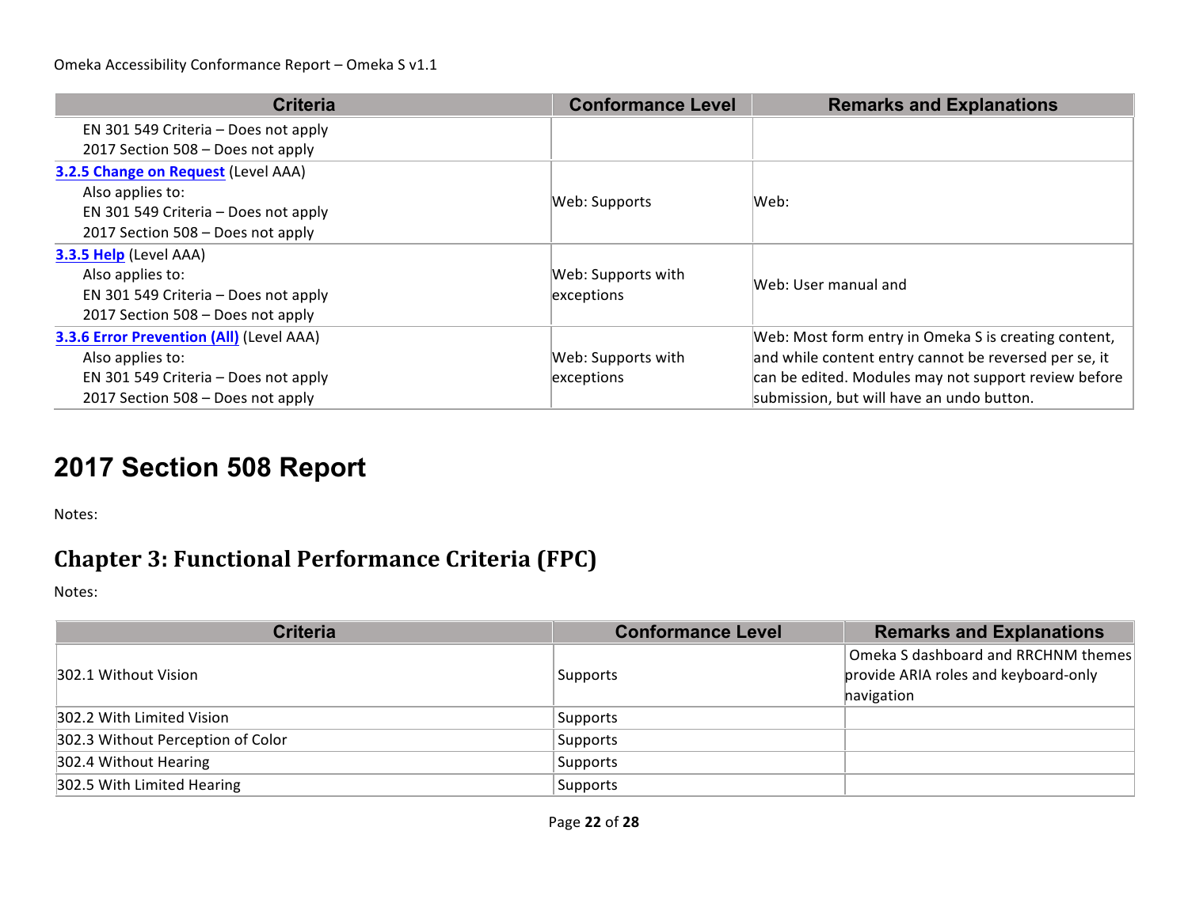| Criteria | Conformance Level | Remarks and Explanations |
|---|---|---|
| EN 301 549 Criteria – Does not apply<br>2017 Section 508 – Does not apply | | |
| **3.2.5 Change on Request** (Level AAA)<br>Also applies to:<br>EN 301 549 Criteria – Does not apply<br>2017 Section 508 – Does not apply | Web: Supports | Web: |
| **3.3.5 Help** (Level AAA)<br>Also applies to:<br>EN 301 549 Criteria – Does not apply<br>2017 Section 508 – Does not apply | Web: Supports with exceptions | Web: User manual and |
| **3.3.6 Error Prevention (All)** (Level AAA)<br>Also applies to:<br>EN 301 549 Criteria – Does not apply<br>2017 Section 508 – Does not apply | Web: Supports with exceptions | Web: Most form entry in Omeka S is creating content, and while content entry cannot be reversed per se, it can be edited. Modules may not support review before submission, but will have an undo button. |

# 2017 Section 508 Report

Notes:

## Chapter 3: Functional Performance Criteria (FPC)

Notes:

| Criteria | Conformance Level | Remarks and Explanations |
|---|---|---|
| 302.1 Without Vision | Supports | Omeka S dashboard and RRCHNM themes provide ARIA roles and keyboard-only navigation |
| 302.2 With Limited Vision | Supports | |
| 302.3 Without Perception of Color | Supports | |
| 302.4 Without Hearing | Supports | |
| 302.5 With Limited Hearing | Supports | |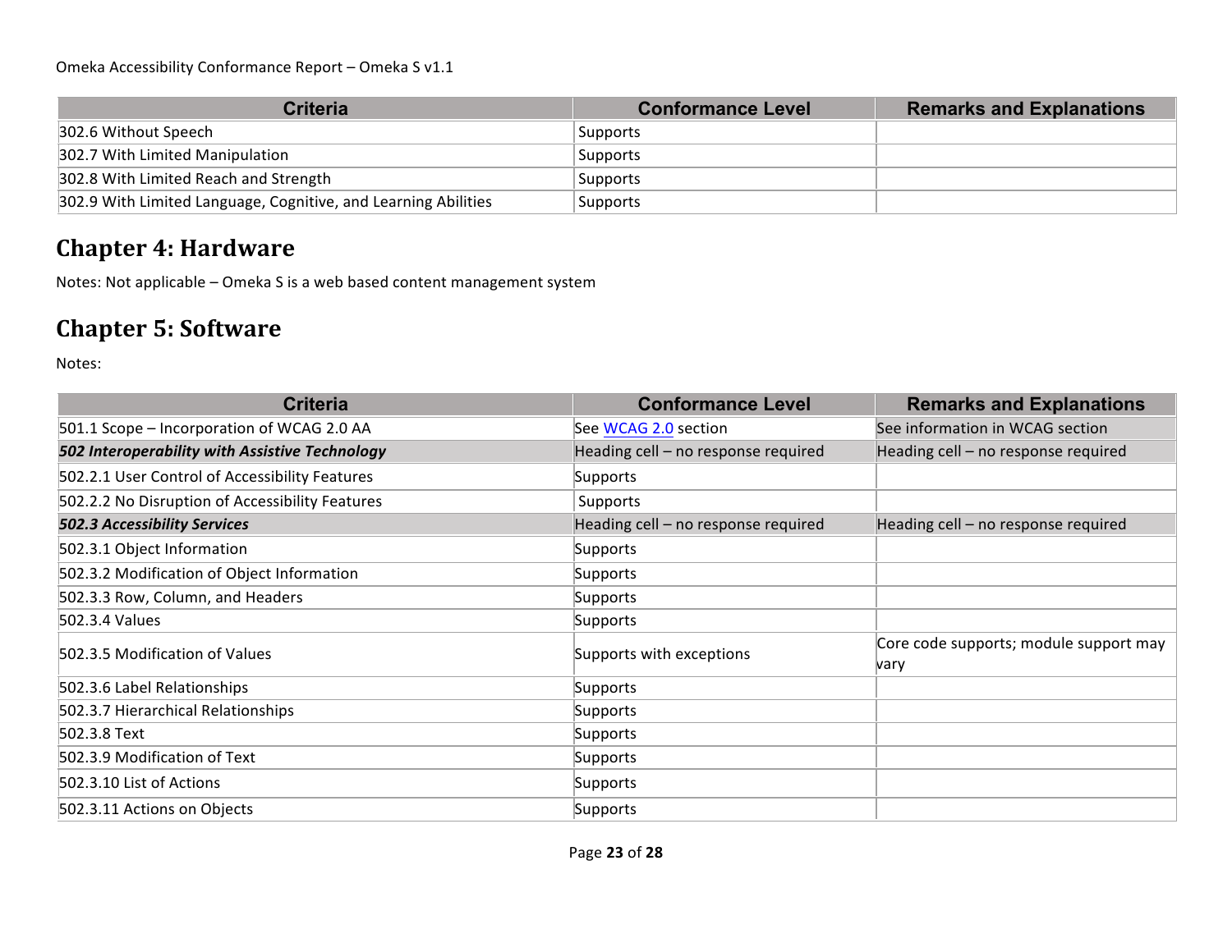| Criteria | Conformance Level | Remarks and Explanations |
| --- | --- | --- |
| 302.6 Without Speech | Supports | |
| 302.7 With Limited Manipulation | Supports | |
| 302.8 With Limited Reach and Strength | Supports | |
| 302.9 With Limited Language, Cognitive, and Learning Abilities | Supports | |

## Chapter 4: Hardware

Notes: Not applicable – Omeka S is a web based content management system

## Chapter 5: Software

Notes:

| Criteria | Conformance Level | Remarks and Explanations |
| --- | --- | --- |
| 501.1 Scope – Incorporation of WCAG 2.0 AA | See WCAG 2.0 section | See information in WCAG section |
| ***502 Interoperability with Assistive Technology*** | Heading cell – no response required | Heading cell – no response required |
| 502.2.1 User Control of Accessibility Features | Supports | |
| 502.2.2 No Disruption of Accessibility Features | Supports | |
| ***502.3 Accessibility Services*** | Heading cell – no response required | Heading cell – no response required |
| 502.3.1 Object Information | Supports | |
| 502.3.2 Modification of Object Information | Supports | |
| 502.3.3 Row, Column, and Headers | Supports | |
| 502.3.4 Values | Supports | |
| 502.3.5 Modification of Values | Supports with exceptions | Core code supports; module support may vary |
| 502.3.6 Label Relationships | Supports | |
| 502.3.7 Hierarchical Relationships | Supports | |
| 502.3.8 Text | Supports | |
| 502.3.9 Modification of Text | Supports | |
| 502.3.10 List of Actions | Supports | |
| 502.3.11 Actions on Objects | Supports | |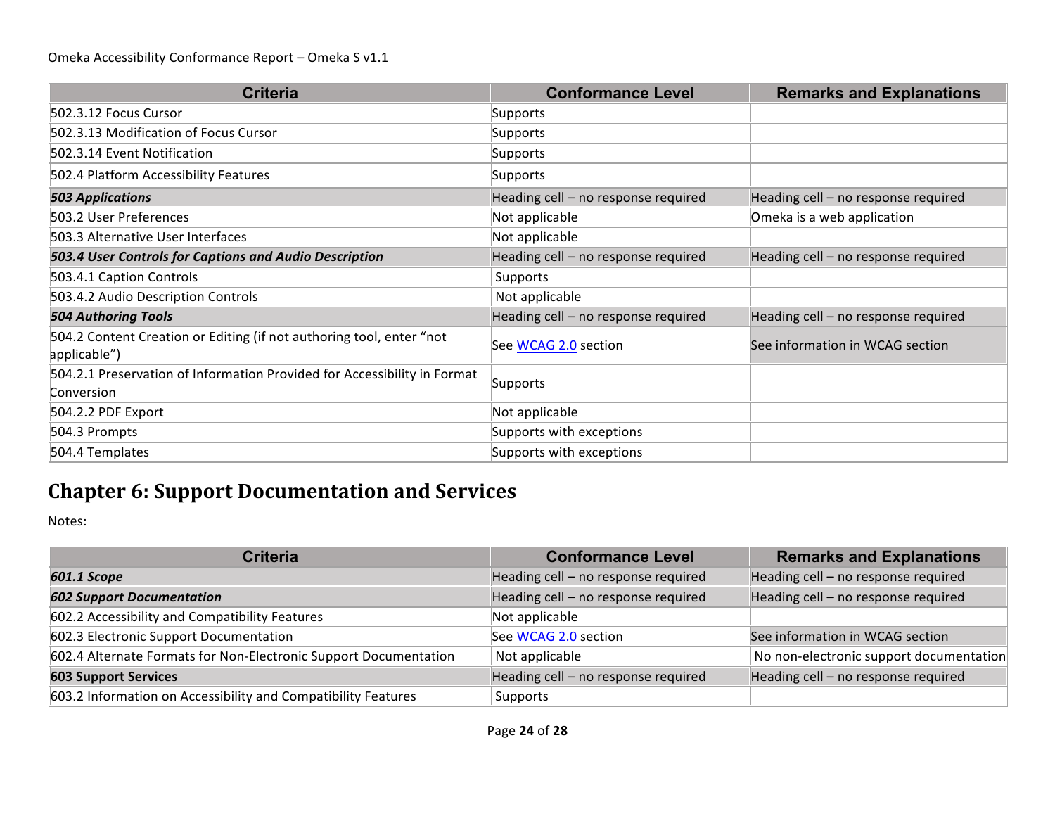| Criteria | Conformance Level | Remarks and Explanations |
|---|---|---|
| 502.3.12 Focus Cursor | Supports | |
| 502.3.13 Modification of Focus Cursor | Supports | |
| 502.3.14 Event Notification | Supports | |
| 502.4 Platform Accessibility Features | Supports | |
| ***503 Applications*** | Heading cell – no response required | Heading cell – no response required |
| 503.2 User Preferences | Not applicable | Omeka is a web application |
| 503.3 Alternative User Interfaces | Not applicable | |
| ***503.4 User Controls for Captions and Audio Description*** | Heading cell – no response required | Heading cell – no response required |
| 503.4.1 Caption Controls | Supports | |
| 503.4.2 Audio Description Controls | Not applicable | |
| ***504 Authoring Tools*** | Heading cell – no response required | Heading cell – no response required |
| 504.2 Content Creation or Editing (if not authoring tool, enter “not applicable”) | See WCAG 2.0 section | See information in WCAG section |
| 504.2.1 Preservation of Information Provided for Accessibility in Format Conversion | Supports | |
| 504.2.2 PDF Export | Not applicable | |
| 504.3 Prompts | Supports with exceptions | |
| 504.4 Templates | Supports with exceptions | |

## Chapter 6: Support Documentation and Services

Notes:

| Criteria | Conformance Level | Remarks and Explanations |
|---|---|---|
| ***601.1 Scope*** | Heading cell – no response required | Heading cell – no response required |
| ***602 Support Documentation*** | Heading cell – no response required | Heading cell – no response required |
| 602.2 Accessibility and Compatibility Features | Not applicable | |
| 602.3 Electronic Support Documentation | See WCAG 2.0 section | See information in WCAG section |
| 602.4 Alternate Formats for Non-Electronic Support Documentation | Not applicable | No non-electronic support documentation |
| **603 Support Services** | Heading cell – no response required | Heading cell – no response required |
| 603.2 Information on Accessibility and Compatibility Features | Supports | |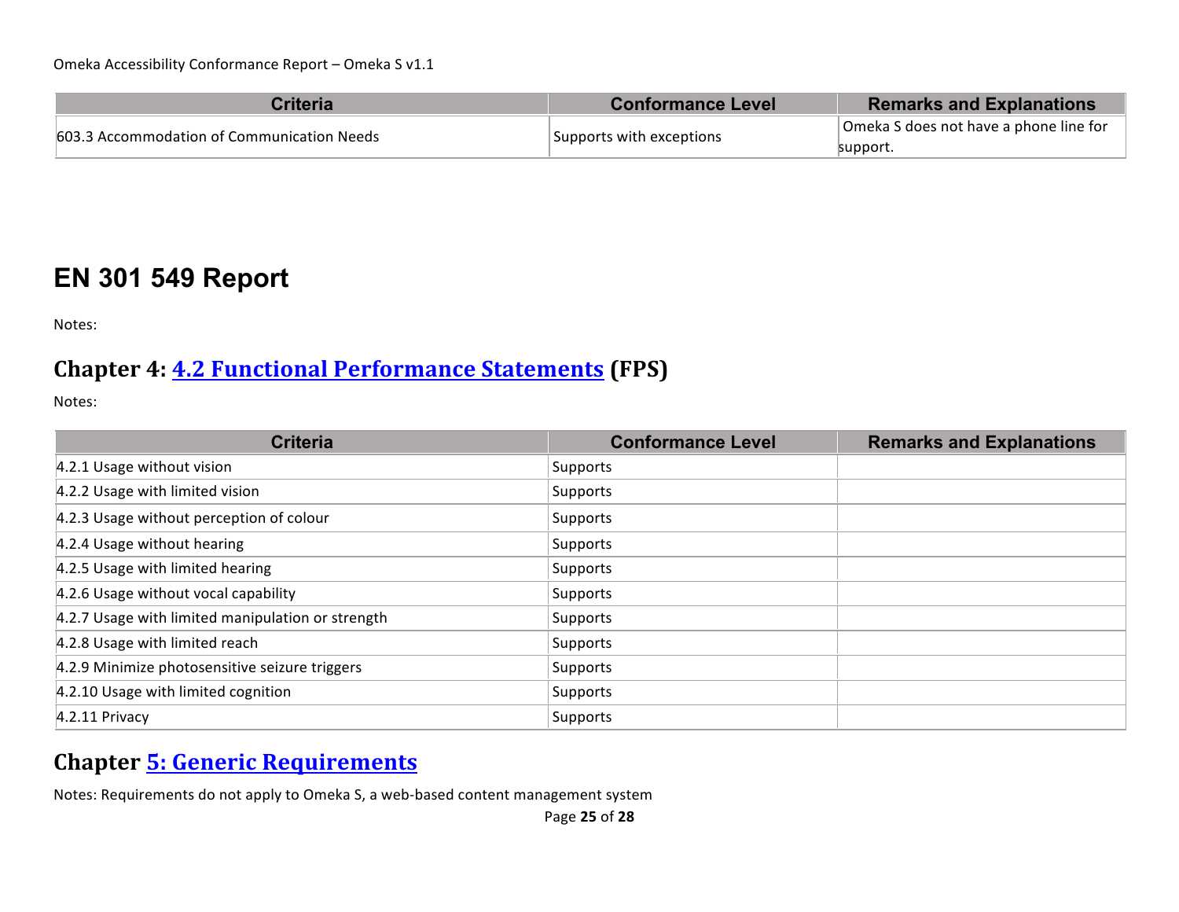| Criteria | Conformance Level | Remarks and Explanations |
| --- | --- | --- |
| 603.3 Accommodation of Communication Needs | Supports with exceptions | Omeka S does not have a phone line for support. |

# EN 301 549 Report

Notes:

## Chapter 4: [4.2 Functional Performance Statements](#) (FPS)

Notes:

| Criteria | Conformance Level | Remarks and Explanations |
| --- | --- | --- |
| 4.2.1 Usage without vision | Supports | |
| 4.2.2 Usage with limited vision | Supports | |
| 4.2.3 Usage without perception of colour | Supports | |
| 4.2.4 Usage without hearing | Supports | |
| 4.2.5 Usage with limited hearing | Supports | |
| 4.2.6 Usage without vocal capability | Supports | |
| 4.2.7 Usage with limited manipulation or strength | Supports | |
| 4.2.8 Usage with limited reach | Supports | |
| 4.2.9 Minimize photosensitive seizure triggers | Supports | |
| 4.2.10 Usage with limited cognition | Supports | |
| 4.2.11 Privacy | Supports | |

## Chapter [5: Generic Requirements](#)

Notes: Requirements do not apply to Omeka S, a web-based content management system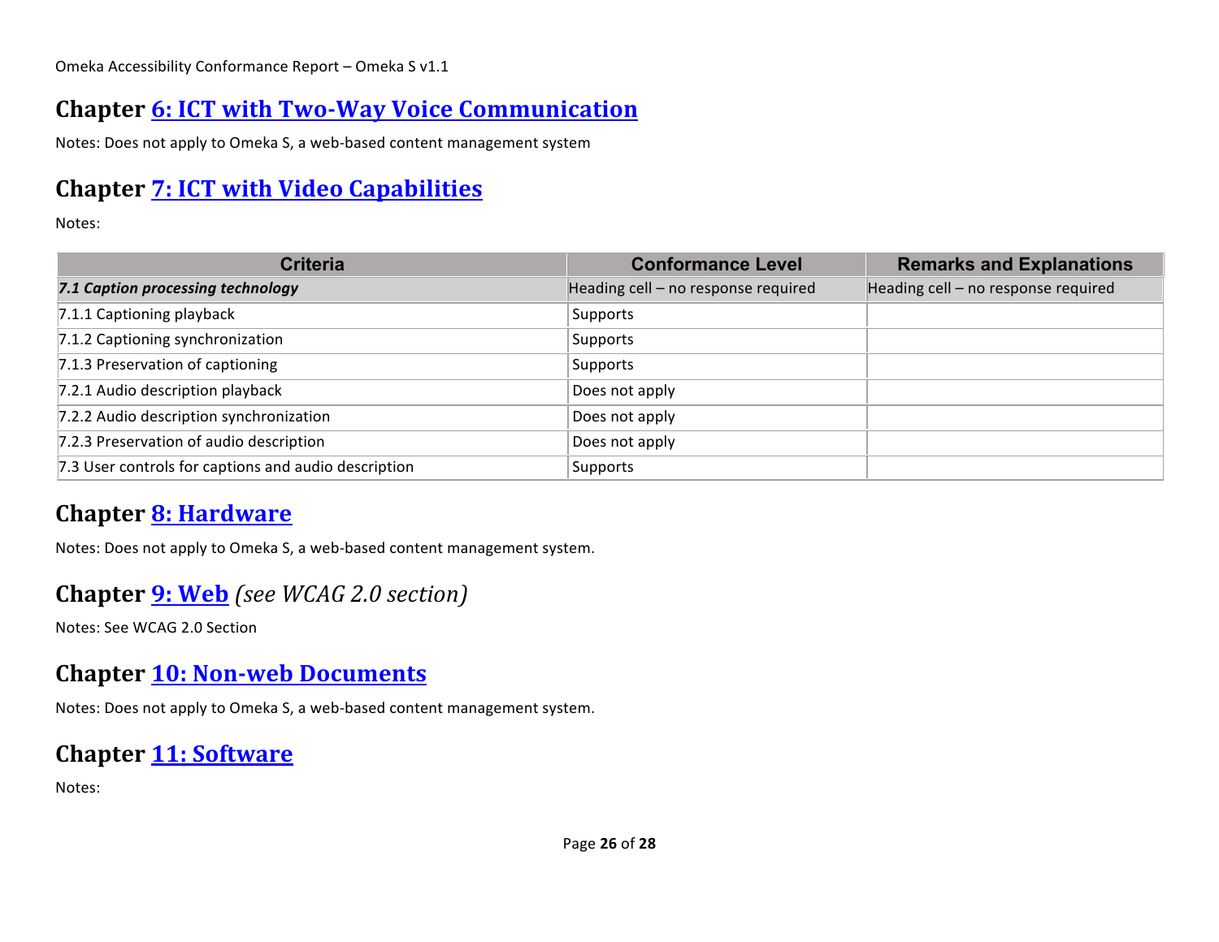## Chapter [6: ICT with Two-Way Voice Communication]

Notes: Does not apply to Omeka S, a web-based content management system

## Chapter [7: ICT with Video Capabilities]

Notes:

| Criteria | Conformance Level | Remarks and Explanations |
|---|---|---|
| ***7.1 Caption processing technology*** | Heading cell – no response required | Heading cell – no response required |
| 7.1.1 Captioning playback | Supports | |
| 7.1.2 Captioning synchronization | Supports | |
| 7.1.3 Preservation of captioning | Supports | |
| 7.2.1 Audio description playback | Does not apply | |
| 7.2.2 Audio description synchronization | Does not apply | |
| 7.2.3 Preservation of audio description | Does not apply | |
| 7.3 User controls for captions and audio description | Supports | |

## Chapter [8: Hardware]

Notes: Does not apply to Omeka S, a web-based content management system.

## Chapter [9: Web] *(see WCAG 2.0 section)*

Notes: See WCAG 2.0 Section

## Chapter [10: Non-web Documents]

Notes: Does not apply to Omeka S, a web-based content management system.

## Chapter [11: Software]

Notes: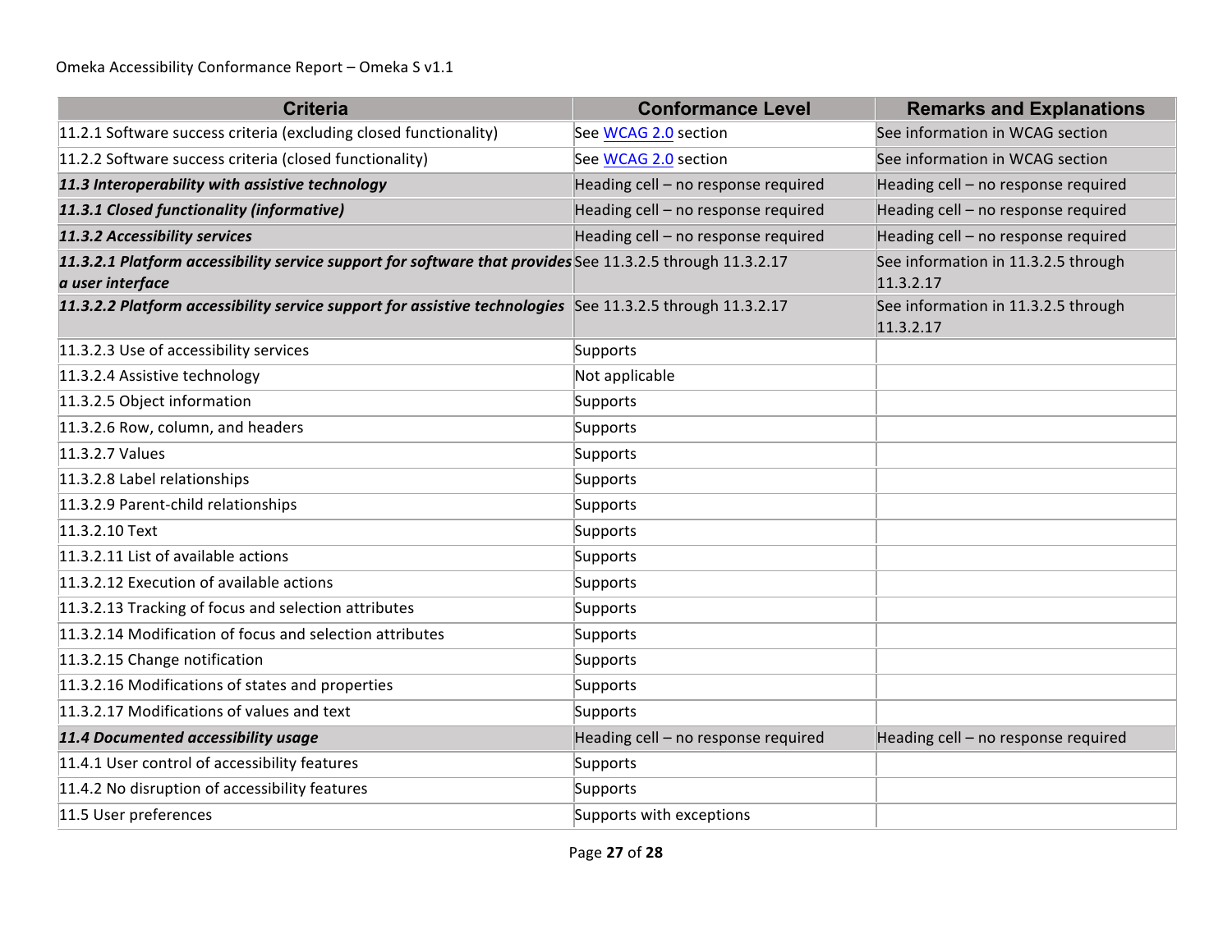| Criteria | Conformance Level | Remarks and Explanations |
|---|---|---|
| 11.2.1 Software success criteria (excluding closed functionality) | See [WCAG 2.0] section | See information in WCAG section |
| 11.2.2 Software success criteria (closed functionality) | See [WCAG 2.0] section | See information in WCAG section |
| ***11.3 Interoperability with assistive technology*** | Heading cell – no response required | Heading cell – no response required |
| ***11.3.1 Closed functionality (informative)*** | Heading cell – no response required | Heading cell – no response required |
| ***11.3.2 Accessibility services*** | Heading cell – no response required | Heading cell – no response required |
| ***11.3.2.1 Platform accessibility service support for software that provides a user interface*** | See 11.3.2.5 through 11.3.2.17 | See information in 11.3.2.5 through 11.3.2.17 |
| ***11.3.2.2 Platform accessibility service support for assistive technologies*** | See 11.3.2.5 through 11.3.2.17 | See information in 11.3.2.5 through 11.3.2.17 |
| 11.3.2.3 Use of accessibility services | Supports | |
| 11.3.2.4 Assistive technology | Not applicable | |
| 11.3.2.5 Object information | Supports | |
| 11.3.2.6 Row, column, and headers | Supports | |
| 11.3.2.7 Values | Supports | |
| 11.3.2.8 Label relationships | Supports | |
| 11.3.2.9 Parent-child relationships | Supports | |
| 11.3.2.10 Text | Supports | |
| 11.3.2.11 List of available actions | Supports | |
| 11.3.2.12 Execution of available actions | Supports | |
| 11.3.2.13 Tracking of focus and selection attributes | Supports | |
| 11.3.2.14 Modification of focus and selection attributes | Supports | |
| 11.3.2.15 Change notification | Supports | |
| 11.3.2.16 Modifications of states and properties | Supports | |
| 11.3.2.17 Modifications of values and text | Supports | |
| ***11.4 Documented accessibility usage*** | Heading cell – no response required | Heading cell – no response required |
| 11.4.1 User control of accessibility features | Supports | |
| 11.4.2 No disruption of accessibility features | Supports | |
| 11.5 User preferences | Supports with exceptions | |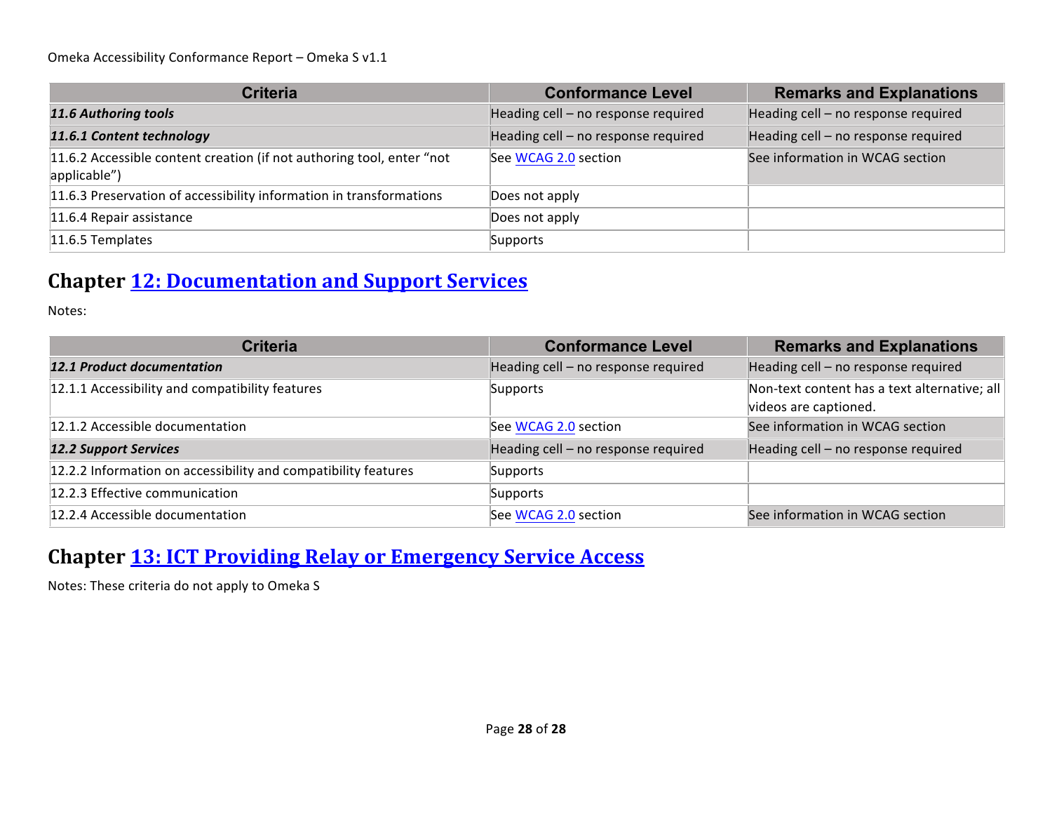| Criteria | Conformance Level | Remarks and Explanations |
|---|---|---|
| ***11.6 Authoring tools*** | Heading cell – no response required | Heading cell – no response required |
| ***11.6.1 Content technology*** | Heading cell – no response required | Heading cell – no response required |
| 11.6.2 Accessible content creation (if not authoring tool, enter “not applicable”) | See [WCAG 2.0]() section | See information in WCAG section |
| 11.6.3 Preservation of accessibility information in transformations | Does not apply | |
| 11.6.4 Repair assistance | Does not apply | |
| 11.6.5 Templates | Supports | |

## Chapter [12: Documentation and Support Services]()

Notes:

| Criteria | Conformance Level | Remarks and Explanations |
|---|---|---|
| ***12.1 Product documentation*** | Heading cell – no response required | Heading cell – no response required |
| 12.1.1 Accessibility and compatibility features | Supports | Non-text content has a text alternative; all videos are captioned. |
| 12.1.2 Accessible documentation | See [WCAG 2.0]() section | See information in WCAG section |
| ***12.2 Support Services*** | Heading cell – no response required | Heading cell – no response required |
| 12.2.2 Information on accessibility and compatibility features | Supports | |
| 12.2.3 Effective communication | Supports | |
| 12.2.4 Accessible documentation | See [WCAG 2.0]() section | See information in WCAG section |

## Chapter [13: ICT Providing Relay or Emergency Service Access]()

Notes: These criteria do not apply to Omeka S